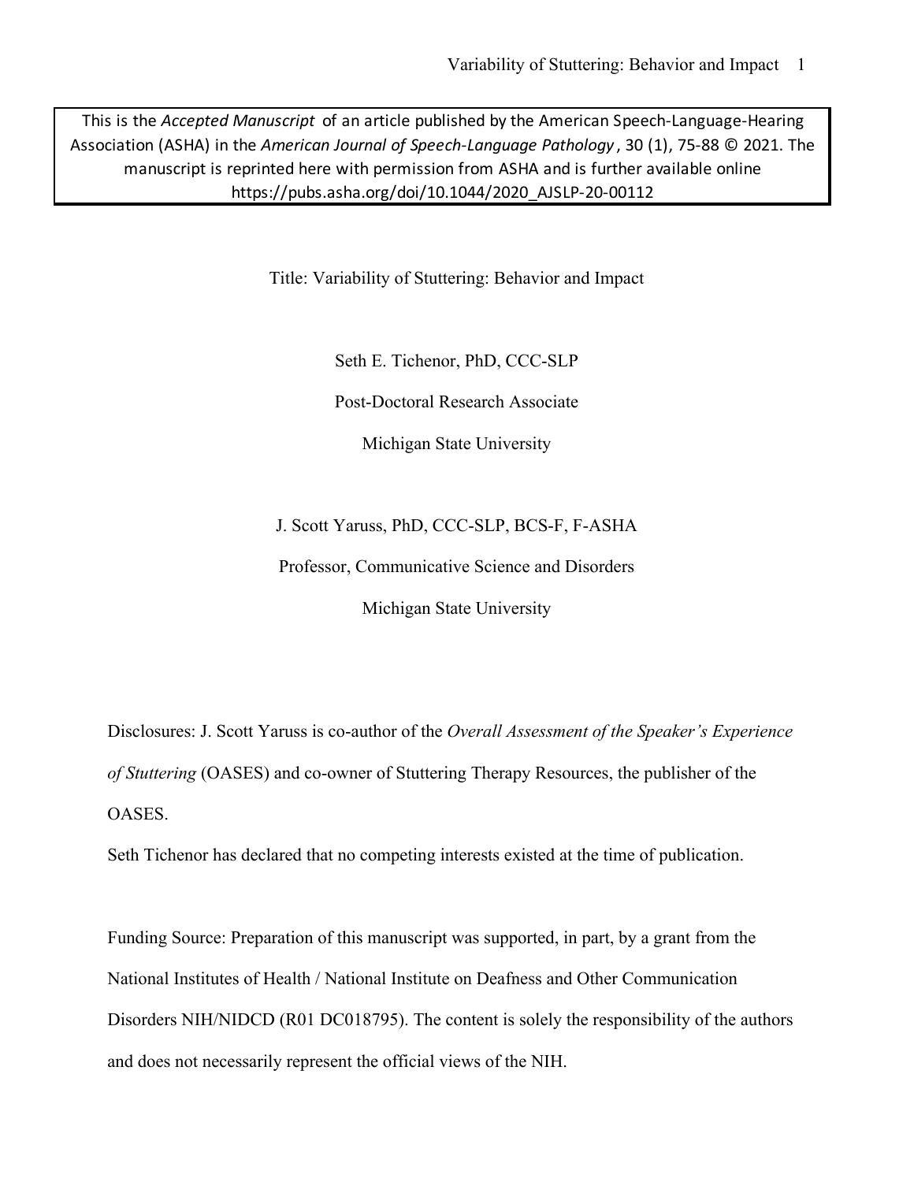This is the *Accepted Manuscript* of an article published by the American Speech-Language-Hearing Association (ASHA) in the *American Journal of Speech-Language Pathology*, 30 (1), 75-88 © 2021. The manuscript is reprinted here with permission from ASHA and is further available online https://pubs.asha.org/doi/10.1044/2020_AJSLP-20-00112

# Title: Variability of Stuttering: Behavior and Impact

Seth E. Tichenor, PhD, CCC-SLP

Post-Doctoral Research Associate

Michigan State University

J. Scott Yaruss, PhD, CCC-SLP, BCS-F, F-ASHA

Professor, Communicative Science and Disorders

Michigan State University

Disclosures: J. Scott Yaruss is co-author of the *Overall Assessment of the Speaker's Experience of Stuttering* (OASES) and co-owner of Stuttering Therapy Resources, the publisher of the OASES.

Seth Tichenor has declared that no competing interests existed at the time of publication.

Funding Source: Preparation of this manuscript was supported, in part, by a grant from the National Institutes of Health / National Institute on Deafness and Other Communication Disorders NIH/NIDCD (R01 DC018795). The content is solely the responsibility of the authors and does not necessarily represent the official views of the NIH.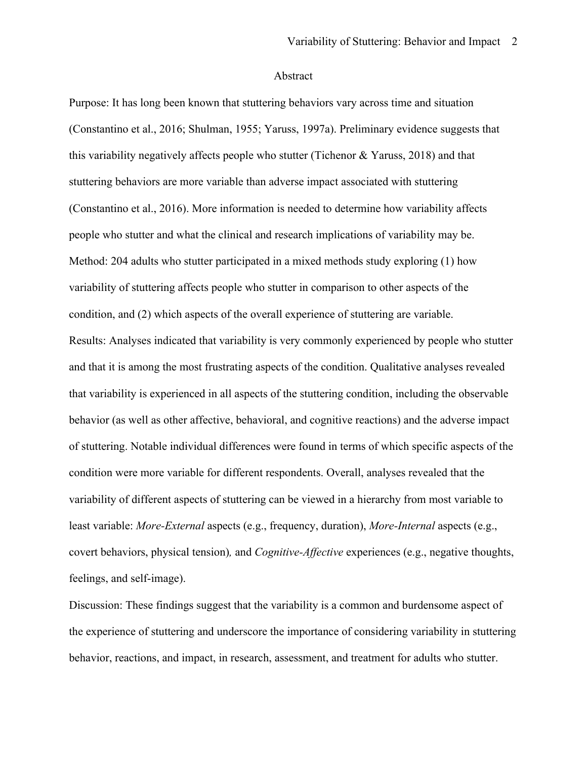# Abstract

Purpose: It has long been known that stuttering behaviors vary across time and situation (Constantino et al., 2016; Shulman, 1955; Yaruss, 1997a). Preliminary evidence suggests that this variability negatively affects people who stutter (Tichenor & Yaruss, 2018) and that stuttering behaviors are more variable than adverse impact associated with stuttering (Constantino et al., 2016). More information is needed to determine how variability affects people who stutter and what the clinical and research implications of variability may be.

Method: 204 adults who stutter participated in a mixed methods study exploring (1) how variability of stuttering affects people who stutter in comparison to other aspects of the condition, and (2) which aspects of the overall experience of stuttering are variable.

Results: Analyses indicated that variability is very commonly experienced by people who stutter and that it is among the most frustrating aspects of the condition. Qualitative analyses revealed that variability is experienced in all aspects of the stuttering condition, including the observable behavior (as well as other affective, behavioral, and cognitive reactions) and the adverse impact of stuttering. Notable individual differences were found in terms of which specific aspects of the condition were more variable for different respondents. Overall, analyses revealed that the variability of different aspects of stuttering can be viewed in a hierarchy from most variable to least variable: *More-External* aspects (e.g., frequency, duration), *More-Internal* aspects (e.g., covert behaviors, physical tension)*,* and *Cognitive-Affective* experiences (e.g., negative thoughts, feelings, and self-image).

Discussion: These findings suggest that the variability is a common and burdensome aspect of the experience of stuttering and underscore the importance of considering variability in stuttering behavior, reactions, and impact, in research, assessment, and treatment for adults who stutter.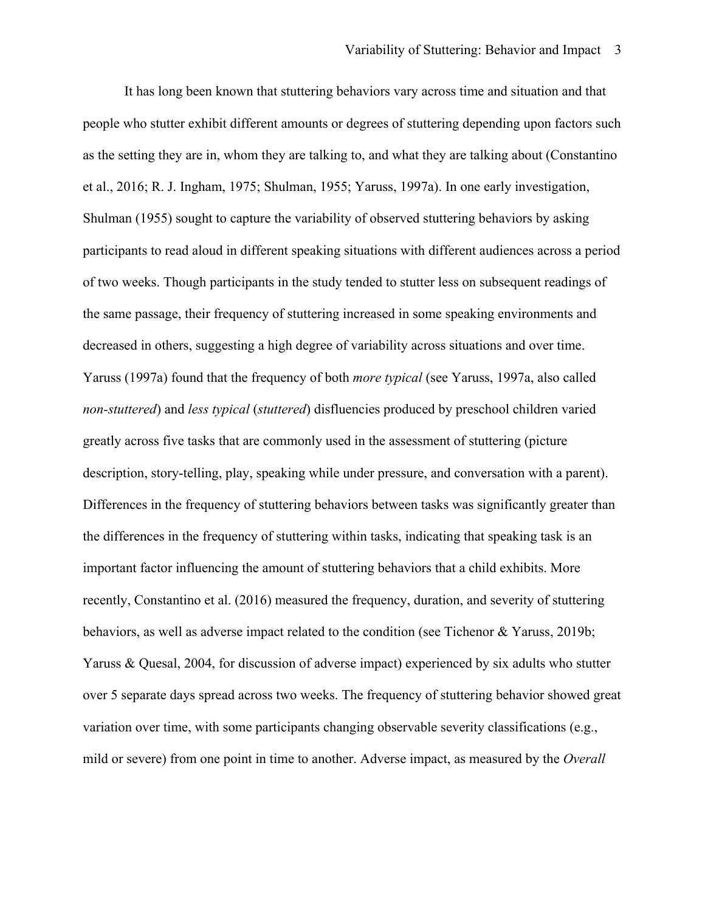It has long been known that stuttering behaviors vary across time and situation and that people who stutter exhibit different amounts or degrees of stuttering depending upon factors such as the setting they are in, whom they are talking to, and what they are talking about (Constantino et al., 2016; R. J. Ingham, 1975; Shulman, 1955; Yaruss, 1997a). In one early investigation, Shulman (1955) sought to capture the variability of observed stuttering behaviors by asking participants to read aloud in different speaking situations with different audiences across a period of two weeks. Though participants in the study tended to stutter less on subsequent readings of the same passage, their frequency of stuttering increased in some speaking environments and decreased in others, suggesting a high degree of variability across situations and over time. Yaruss (1997a) found that the frequency of both *more typical* (see Yaruss, 1997a, also called *non-stuttered*) and *less typical* (*stuttered*) disfluencies produced by preschool children varied greatly across five tasks that are commonly used in the assessment of stuttering (picture description, story-telling, play, speaking while under pressure, and conversation with a parent). Differences in the frequency of stuttering behaviors between tasks was significantly greater than the differences in the frequency of stuttering within tasks, indicating that speaking task is an important factor influencing the amount of stuttering behaviors that a child exhibits. More recently, Constantino et al. (2016) measured the frequency, duration, and severity of stuttering behaviors, as well as adverse impact related to the condition (see Tichenor & Yaruss, 2019b; Yaruss & Quesal, 2004, for discussion of adverse impact) experienced by six adults who stutter over 5 separate days spread across two weeks. The frequency of stuttering behavior showed great variation over time, with some participants changing observable severity classifications (e.g., mild or severe) from one point in time to another. Adverse impact, as measured by the *Overall*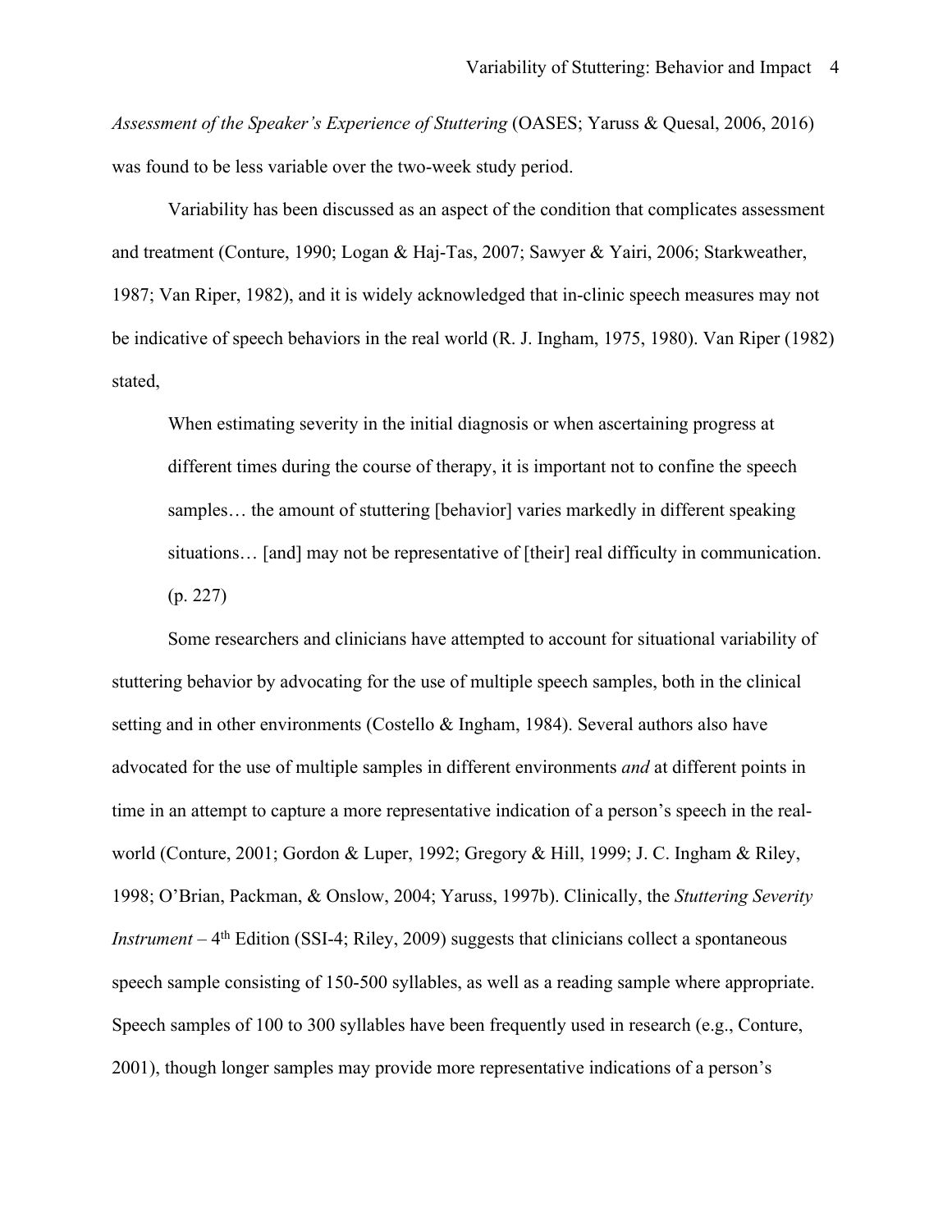*Assessment of the Speaker's Experience of Stuttering* (OASES; Yaruss & Quesal, 2006, 2016) was found to be less variable over the two-week study period.

Variability has been discussed as an aspect of the condition that complicates assessment and treatment (Conture, 1990; Logan & Haj-Tas, 2007; Sawyer & Yairi, 2006; Starkweather, 1987; Van Riper, 1982), and it is widely acknowledged that in-clinic speech measures may not be indicative of speech behaviors in the real world (R. J. Ingham, 1975, 1980). Van Riper (1982) stated,

> When estimating severity in the initial diagnosis or when ascertaining progress at different times during the course of therapy, it is important not to confine the speech samples… the amount of stuttering [behavior] varies markedly in different speaking situations… [and] may not be representative of [their] real difficulty in communication. (p. 227)

Some researchers and clinicians have attempted to account for situational variability of stuttering behavior by advocating for the use of multiple speech samples, both in the clinical setting and in other environments (Costello & Ingham, 1984). Several authors also have advocated for the use of multiple samples in different environments *and* at different points in time in an attempt to capture a more representative indication of a person's speech in the real-world (Conture, 2001; Gordon & Luper, 1992; Gregory & Hill, 1999; J. C. Ingham & Riley, 1998; O'Brian, Packman, & Onslow, 2004; Yaruss, 1997b). Clinically, the *Stuttering Severity Instrument* – 4th Edition (SSI-4; Riley, 2009) suggests that clinicians collect a spontaneous speech sample consisting of 150-500 syllables, as well as a reading sample where appropriate. Speech samples of 100 to 300 syllables have been frequently used in research (e.g., Conture, 2001), though longer samples may provide more representative indications of a person's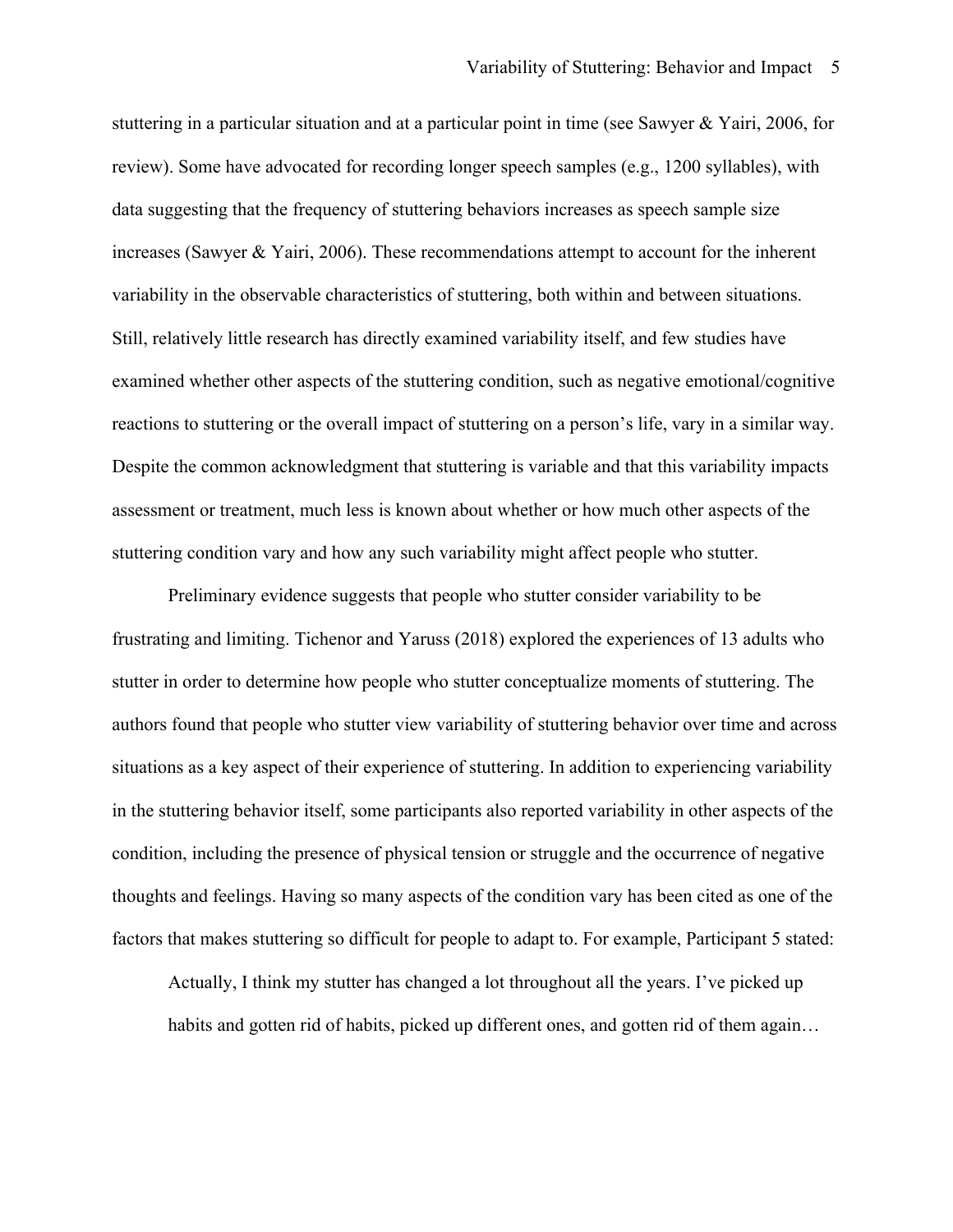stuttering in a particular situation and at a particular point in time (see Sawyer & Yairi, 2006, for review). Some have advocated for recording longer speech samples (e.g., 1200 syllables), with data suggesting that the frequency of stuttering behaviors increases as speech sample size increases (Sawyer & Yairi, 2006). These recommendations attempt to account for the inherent variability in the observable characteristics of stuttering, both within and between situations. Still, relatively little research has directly examined variability itself, and few studies have examined whether other aspects of the stuttering condition, such as negative emotional/cognitive reactions to stuttering or the overall impact of stuttering on a person's life, vary in a similar way. Despite the common acknowledgment that stuttering is variable and that this variability impacts assessment or treatment, much less is known about whether or how much other aspects of the stuttering condition vary and how any such variability might affect people who stutter.

Preliminary evidence suggests that people who stutter consider variability to be frustrating and limiting. Tichenor and Yaruss (2018) explored the experiences of 13 adults who stutter in order to determine how people who stutter conceptualize moments of stuttering. The authors found that people who stutter view variability of stuttering behavior over time and across situations as a key aspect of their experience of stuttering. In addition to experiencing variability in the stuttering behavior itself, some participants also reported variability in other aspects of the condition, including the presence of physical tension or struggle and the occurrence of negative thoughts and feelings. Having so many aspects of the condition vary has been cited as one of the factors that makes stuttering so difficult for people to adapt to. For example, Participant 5 stated:

> Actually, I think my stutter has changed a lot throughout all the years. I've picked up habits and gotten rid of habits, picked up different ones, and gotten rid of them again…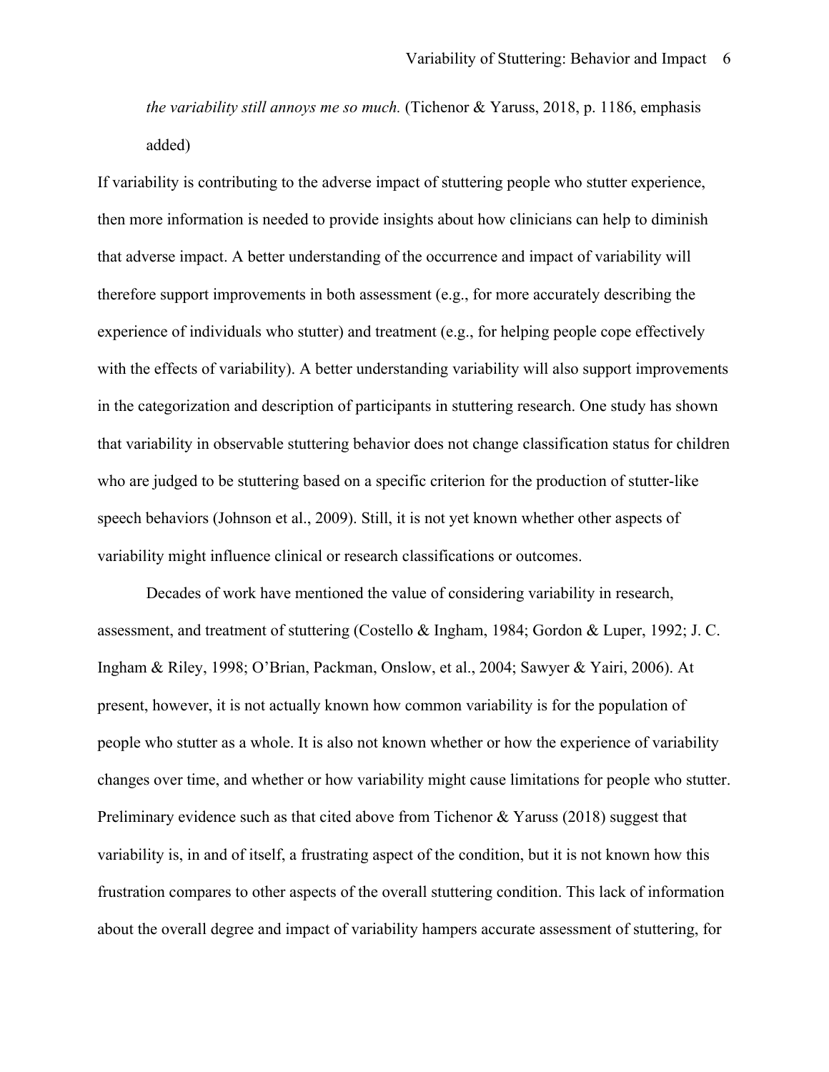*the variability still annoys me so much.* (Tichenor & Yaruss, 2018, p. 1186, emphasis added)

If variability is contributing to the adverse impact of stuttering people who stutter experience, then more information is needed to provide insights about how clinicians can help to diminish that adverse impact. A better understanding of the occurrence and impact of variability will therefore support improvements in both assessment (e.g., for more accurately describing the experience of individuals who stutter) and treatment (e.g., for helping people cope effectively with the effects of variability). A better understanding variability will also support improvements in the categorization and description of participants in stuttering research. One study has shown that variability in observable stuttering behavior does not change classification status for children who are judged to be stuttering based on a specific criterion for the production of stutter-like speech behaviors (Johnson et al., 2009). Still, it is not yet known whether other aspects of variability might influence clinical or research classifications or outcomes.

Decades of work have mentioned the value of considering variability in research, assessment, and treatment of stuttering (Costello & Ingham, 1984; Gordon & Luper, 1992; J. C. Ingham & Riley, 1998; O'Brian, Packman, Onslow, et al., 2004; Sawyer & Yairi, 2006). At present, however, it is not actually known how common variability is for the population of people who stutter as a whole. It is also not known whether or how the experience of variability changes over time, and whether or how variability might cause limitations for people who stutter. Preliminary evidence such as that cited above from Tichenor & Yaruss (2018) suggest that variability is, in and of itself, a frustrating aspect of the condition, but it is not known how this frustration compares to other aspects of the overall stuttering condition. This lack of information about the overall degree and impact of variability hampers accurate assessment of stuttering, for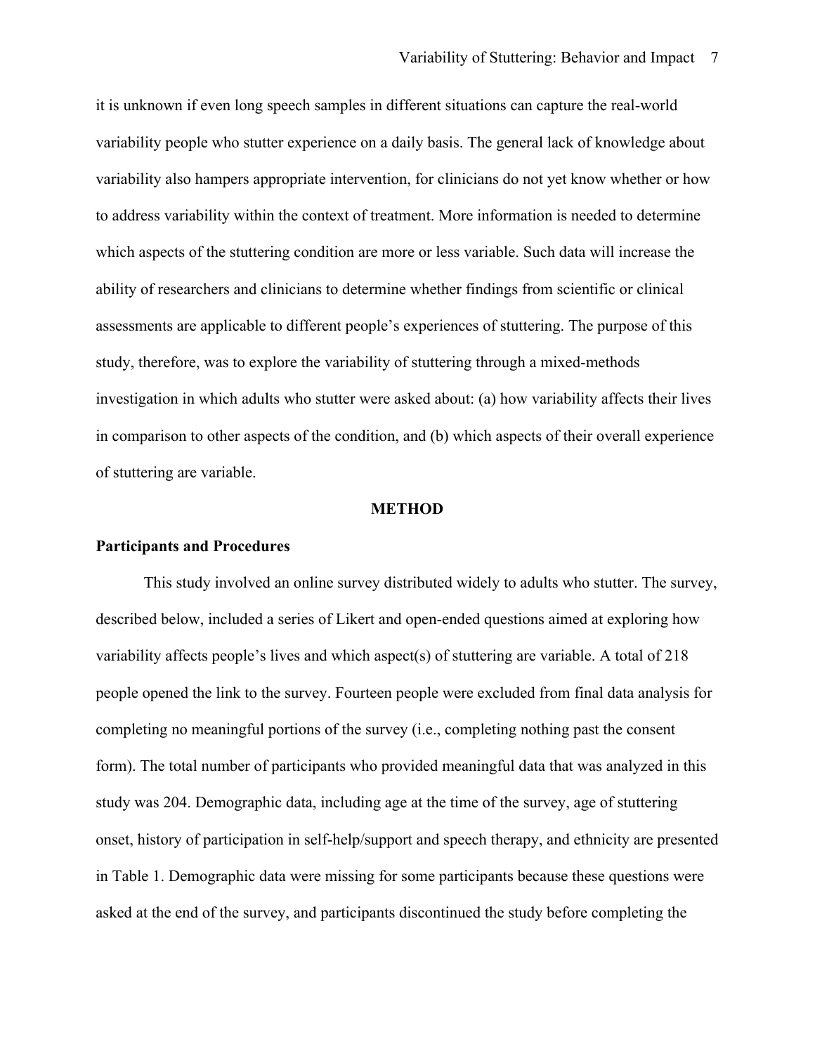it is unknown if even long speech samples in different situations can capture the real-world variability people who stutter experience on a daily basis. The general lack of knowledge about variability also hampers appropriate intervention, for clinicians do not yet know whether or how to address variability within the context of treatment. More information is needed to determine which aspects of the stuttering condition are more or less variable. Such data will increase the ability of researchers and clinicians to determine whether findings from scientific or clinical assessments are applicable to different people's experiences of stuttering. The purpose of this study, therefore, was to explore the variability of stuttering through a mixed-methods investigation in which adults who stutter were asked about: (a) how variability affects their lives in comparison to other aspects of the condition, and (b) which aspects of their overall experience of stuttering are variable.

## METHOD

### Participants and Procedures

This study involved an online survey distributed widely to adults who stutter. The survey, described below, included a series of Likert and open-ended questions aimed at exploring how variability affects people's lives and which aspect(s) of stuttering are variable. A total of 218 people opened the link to the survey. Fourteen people were excluded from final data analysis for completing no meaningful portions of the survey (i.e., completing nothing past the consent form). The total number of participants who provided meaningful data that was analyzed in this study was 204. Demographic data, including age at the time of the survey, age of stuttering onset, history of participation in self-help/support and speech therapy, and ethnicity are presented in Table 1. Demographic data were missing for some participants because these questions were asked at the end of the survey, and participants discontinued the study before completing the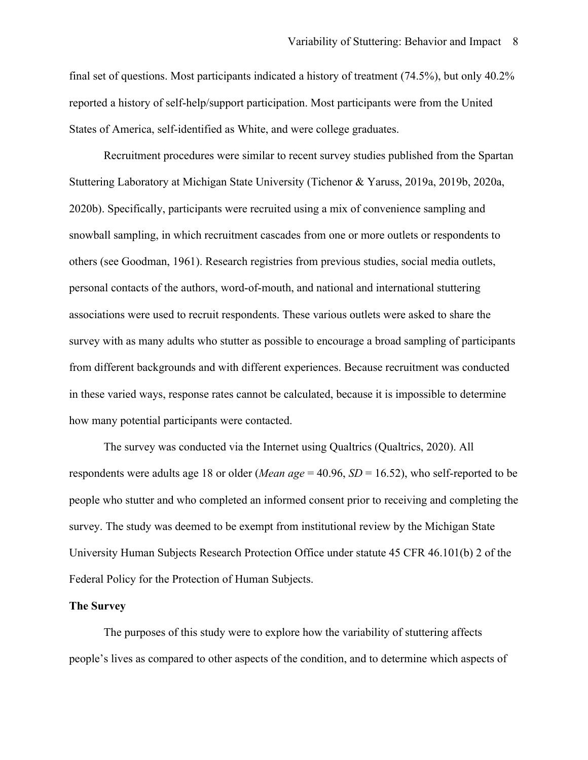final set of questions. Most participants indicated a history of treatment (74.5%), but only 40.2% reported a history of self-help/support participation. Most participants were from the United States of America, self-identified as White, and were college graduates.

Recruitment procedures were similar to recent survey studies published from the Spartan Stuttering Laboratory at Michigan State University (Tichenor & Yaruss, 2019a, 2019b, 2020a, 2020b). Specifically, participants were recruited using a mix of convenience sampling and snowball sampling, in which recruitment cascades from one or more outlets or respondents to others (see Goodman, 1961). Research registries from previous studies, social media outlets, personal contacts of the authors, word-of-mouth, and national and international stuttering associations were used to recruit respondents. These various outlets were asked to share the survey with as many adults who stutter as possible to encourage a broad sampling of participants from different backgrounds and with different experiences. Because recruitment was conducted in these varied ways, response rates cannot be calculated, because it is impossible to determine how many potential participants were contacted.

The survey was conducted via the Internet using Qualtrics (Qualtrics, 2020). All respondents were adults age 18 or older (*Mean age* = 40.96, *SD* = 16.52), who self-reported to be people who stutter and who completed an informed consent prior to receiving and completing the survey. The study was deemed to be exempt from institutional review by the Michigan State University Human Subjects Research Protection Office under statute 45 CFR 46.101(b) 2 of the Federal Policy for the Protection of Human Subjects.

**The Survey**

The purposes of this study were to explore how the variability of stuttering affects people's lives as compared to other aspects of the condition, and to determine which aspects of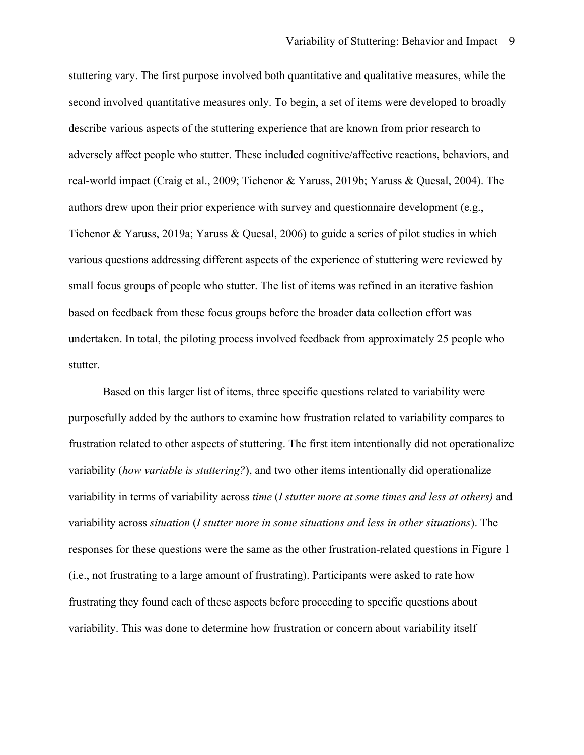stuttering vary. The first purpose involved both quantitative and qualitative measures, while the second involved quantitative measures only. To begin, a set of items were developed to broadly describe various aspects of the stuttering experience that are known from prior research to adversely affect people who stutter. These included cognitive/affective reactions, behaviors, and real-world impact (Craig et al., 2009; Tichenor & Yaruss, 2019b; Yaruss & Quesal, 2004). The authors drew upon their prior experience with survey and questionnaire development (e.g., Tichenor & Yaruss, 2019a; Yaruss & Quesal, 2006) to guide a series of pilot studies in which various questions addressing different aspects of the experience of stuttering were reviewed by small focus groups of people who stutter. The list of items was refined in an iterative fashion based on feedback from these focus groups before the broader data collection effort was undertaken. In total, the piloting process involved feedback from approximately 25 people who stutter.

Based on this larger list of items, three specific questions related to variability were purposefully added by the authors to examine how frustration related to variability compares to frustration related to other aspects of stuttering. The first item intentionally did not operationalize variability (*how variable is stuttering?*), and two other items intentionally did operationalize variability in terms of variability across *time* (*I stutter more at some times and less at others)* and variability across *situation* (*I stutter more in some situations and less in other situations*). The responses for these questions were the same as the other frustration-related questions in Figure 1 (i.e., not frustrating to a large amount of frustrating). Participants were asked to rate how frustrating they found each of these aspects before proceeding to specific questions about variability. This was done to determine how frustration or concern about variability itself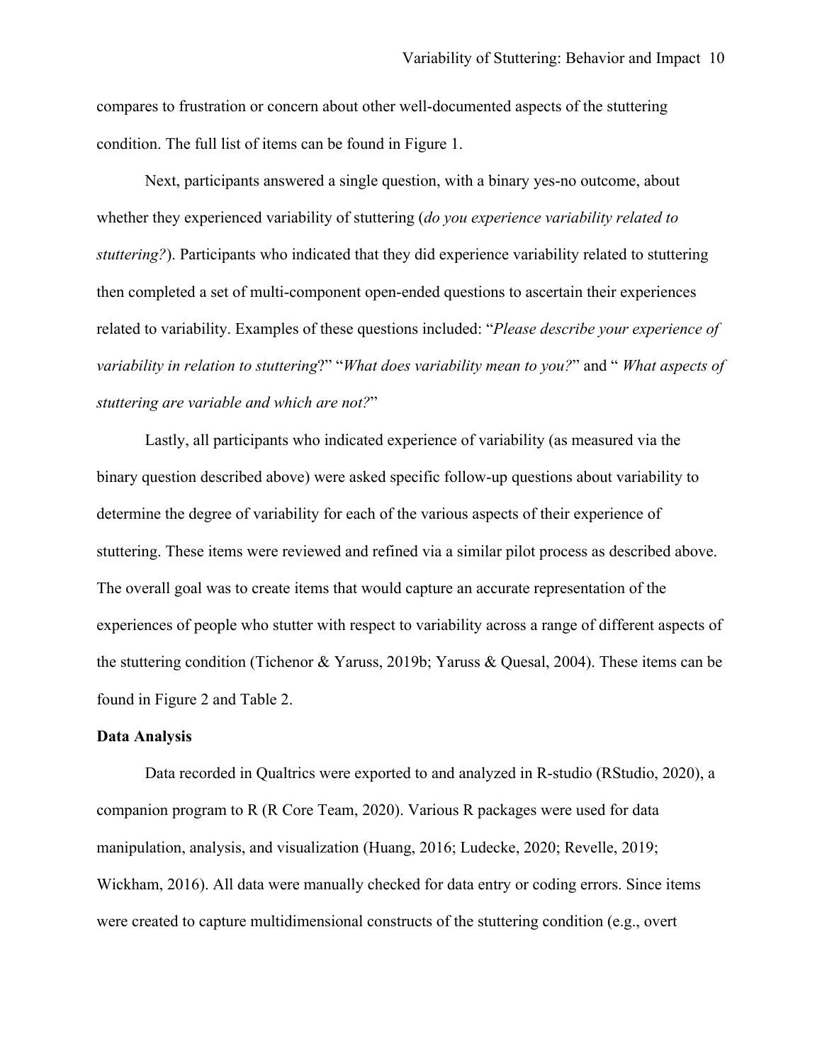compares to frustration or concern about other well-documented aspects of the stuttering condition. The full list of items can be found in Figure 1.

Next, participants answered a single question, with a binary yes-no outcome, about whether they experienced variability of stuttering (*do you experience variability related to stuttering?*). Participants who indicated that they did experience variability related to stuttering then completed a set of multi-component open-ended questions to ascertain their experiences related to variability. Examples of these questions included: "*Please describe your experience of variability in relation to stuttering*?" "*What does variability mean to you?*" and " *What aspects of stuttering are variable and which are not?*"

Lastly, all participants who indicated experience of variability (as measured via the binary question described above) were asked specific follow-up questions about variability to determine the degree of variability for each of the various aspects of their experience of stuttering. These items were reviewed and refined via a similar pilot process as described above. The overall goal was to create items that would capture an accurate representation of the experiences of people who stutter with respect to variability across a range of different aspects of the stuttering condition (Tichenor & Yaruss, 2019b; Yaruss & Quesal, 2004). These items can be found in Figure 2 and Table 2.

**Data Analysis**

Data recorded in Qualtrics were exported to and analyzed in R-studio (RStudio, 2020), a companion program to R (R Core Team, 2020). Various R packages were used for data manipulation, analysis, and visualization (Huang, 2016; Ludecke, 2020; Revelle, 2019; Wickham, 2016). All data were manually checked for data entry or coding errors. Since items were created to capture multidimensional constructs of the stuttering condition (e.g., overt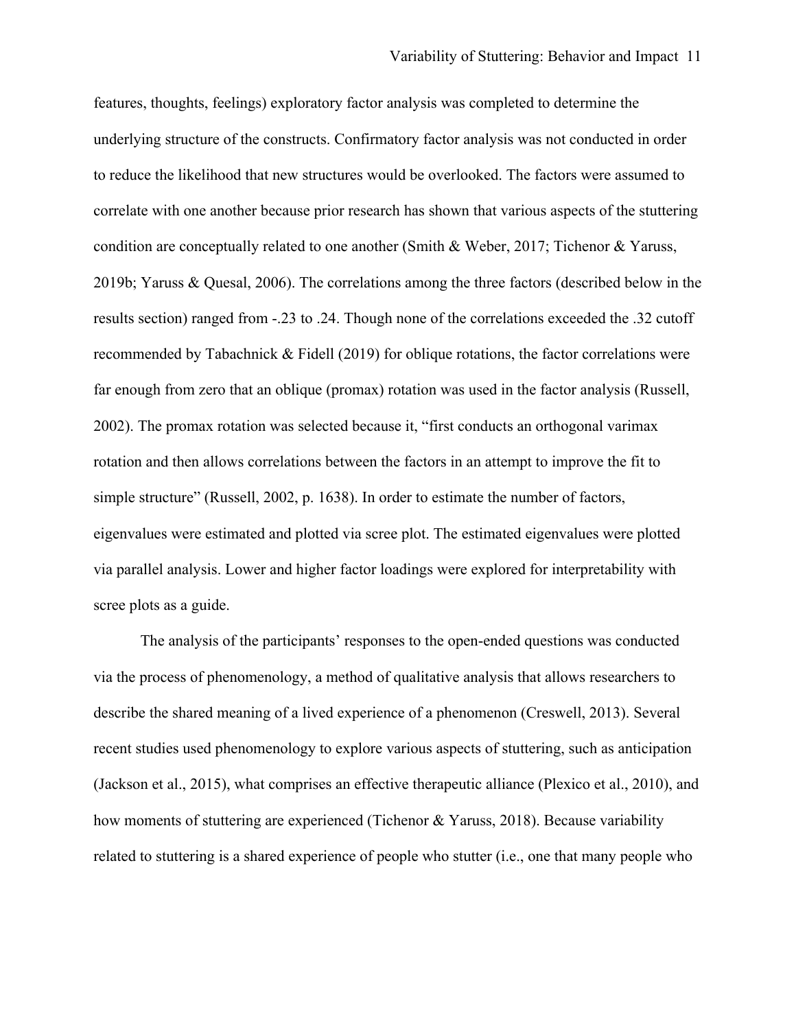features, thoughts, feelings) exploratory factor analysis was completed to determine the underlying structure of the constructs. Confirmatory factor analysis was not conducted in order to reduce the likelihood that new structures would be overlooked. The factors were assumed to correlate with one another because prior research has shown that various aspects of the stuttering condition are conceptually related to one another (Smith & Weber, 2017; Tichenor & Yaruss, 2019b; Yaruss & Quesal, 2006). The correlations among the three factors (described below in the results section) ranged from -.23 to .24. Though none of the correlations exceeded the .32 cutoff recommended by Tabachnick & Fidell (2019) for oblique rotations, the factor correlations were far enough from zero that an oblique (promax) rotation was used in the factor analysis (Russell, 2002). The promax rotation was selected because it, "first conducts an orthogonal varimax rotation and then allows correlations between the factors in an attempt to improve the fit to simple structure" (Russell, 2002, p. 1638). In order to estimate the number of factors, eigenvalues were estimated and plotted via scree plot. The estimated eigenvalues were plotted via parallel analysis. Lower and higher factor loadings were explored for interpretability with scree plots as a guide.

The analysis of the participants' responses to the open-ended questions was conducted via the process of phenomenology, a method of qualitative analysis that allows researchers to describe the shared meaning of a lived experience of a phenomenon (Creswell, 2013). Several recent studies used phenomenology to explore various aspects of stuttering, such as anticipation (Jackson et al., 2015), what comprises an effective therapeutic alliance (Plexico et al., 2010), and how moments of stuttering are experienced (Tichenor & Yaruss, 2018). Because variability related to stuttering is a shared experience of people who stutter (i.e., one that many people who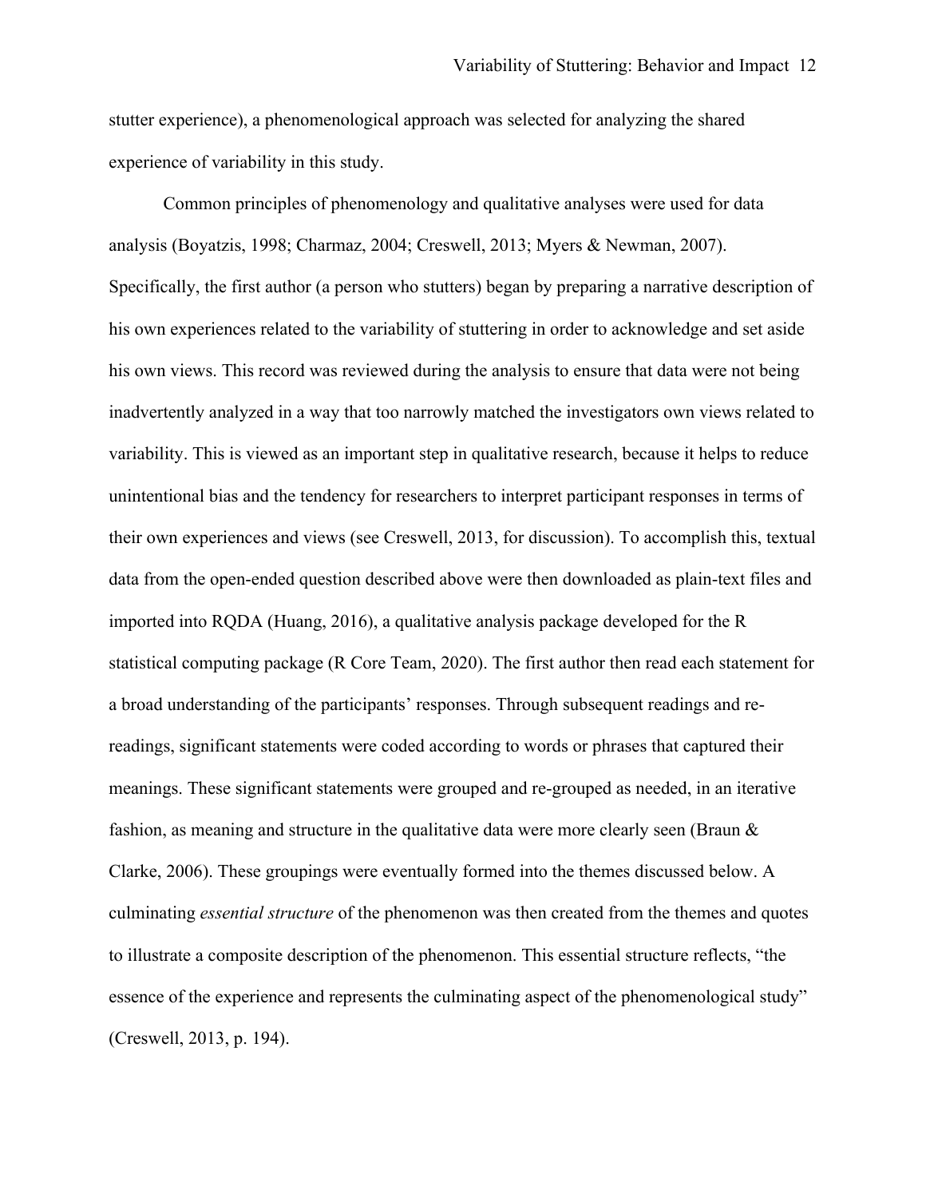stutter experience), a phenomenological approach was selected for analyzing the shared experience of variability in this study.

Common principles of phenomenology and qualitative analyses were used for data analysis (Boyatzis, 1998; Charmaz, 2004; Creswell, 2013; Myers & Newman, 2007). Specifically, the first author (a person who stutters) began by preparing a narrative description of his own experiences related to the variability of stuttering in order to acknowledge and set aside his own views. This record was reviewed during the analysis to ensure that data were not being inadvertently analyzed in a way that too narrowly matched the investigators own views related to variability. This is viewed as an important step in qualitative research, because it helps to reduce unintentional bias and the tendency for researchers to interpret participant responses in terms of their own experiences and views (see Creswell, 2013, for discussion). To accomplish this, textual data from the open-ended question described above were then downloaded as plain-text files and imported into RQDA (Huang, 2016), a qualitative analysis package developed for the R statistical computing package (R Core Team, 2020). The first author then read each statement for a broad understanding of the participants' responses. Through subsequent readings and re-readings, significant statements were coded according to words or phrases that captured their meanings. These significant statements were grouped and re-grouped as needed, in an iterative fashion, as meaning and structure in the qualitative data were more clearly seen (Braun & Clarke, 2006). These groupings were eventually formed into the themes discussed below. A culminating *essential structure* of the phenomenon was then created from the themes and quotes to illustrate a composite description of the phenomenon. This essential structure reflects, "the essence of the experience and represents the culminating aspect of the phenomenological study" (Creswell, 2013, p. 194).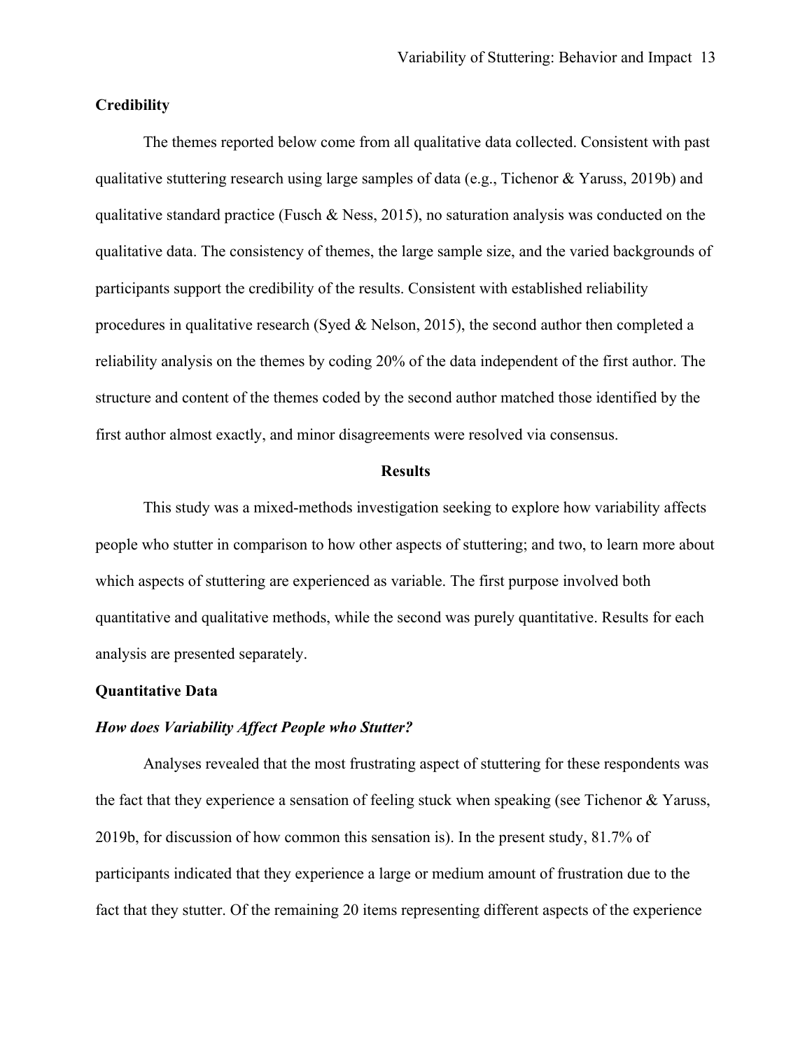## Credibility

The themes reported below come from all qualitative data collected. Consistent with past qualitative stuttering research using large samples of data (e.g., Tichenor & Yaruss, 2019b) and qualitative standard practice (Fusch & Ness, 2015), no saturation analysis was conducted on the qualitative data. The consistency of themes, the large sample size, and the varied backgrounds of participants support the credibility of the results. Consistent with established reliability procedures in qualitative research (Syed & Nelson, 2015), the second author then completed a reliability analysis on the themes by coding 20% of the data independent of the first author. The structure and content of the themes coded by the second author matched those identified by the first author almost exactly, and minor disagreements were resolved via consensus.

# Results

This study was a mixed-methods investigation seeking to explore how variability affects people who stutter in comparison to how other aspects of stuttering; and two, to learn more about which aspects of stuttering are experienced as variable. The first purpose involved both quantitative and qualitative methods, while the second was purely quantitative. Results for each analysis are presented separately.

## Quantitative Data

### *How does Variability Affect People who Stutter?*

Analyses revealed that the most frustrating aspect of stuttering for these respondents was the fact that they experience a sensation of feeling stuck when speaking (see Tichenor & Yaruss, 2019b, for discussion of how common this sensation is). In the present study, 81.7% of participants indicated that they experience a large or medium amount of frustration due to the fact that they stutter. Of the remaining 20 items representing different aspects of the experience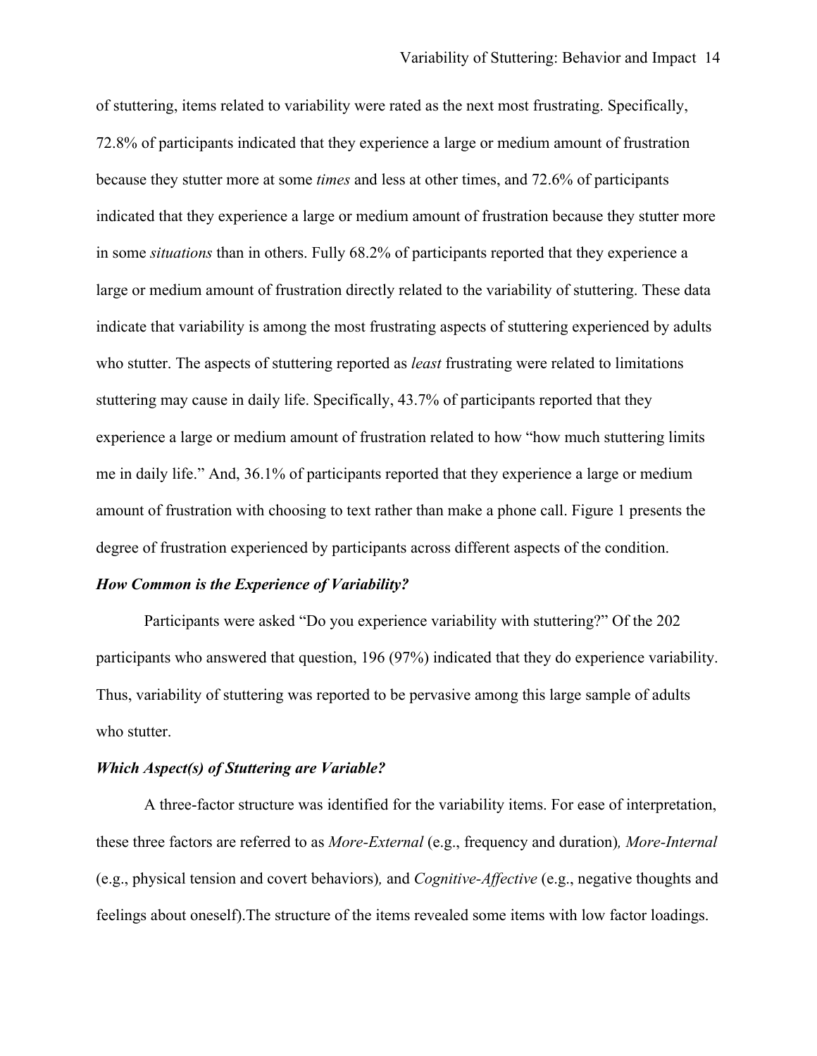of stuttering, items related to variability were rated as the next most frustrating. Specifically, 72.8% of participants indicated that they experience a large or medium amount of frustration because they stutter more at some *times* and less at other times, and 72.6% of participants indicated that they experience a large or medium amount of frustration because they stutter more in some *situations* than in others. Fully 68.2% of participants reported that they experience a large or medium amount of frustration directly related to the variability of stuttering. These data indicate that variability is among the most frustrating aspects of stuttering experienced by adults who stutter. The aspects of stuttering reported as *least* frustrating were related to limitations stuttering may cause in daily life. Specifically, 43.7% of participants reported that they experience a large or medium amount of frustration related to how "how much stuttering limits me in daily life." And, 36.1% of participants reported that they experience a large or medium amount of frustration with choosing to text rather than make a phone call. Figure 1 presents the degree of frustration experienced by participants across different aspects of the condition.

### *How Common is the Experience of Variability?*

Participants were asked "Do you experience variability with stuttering?" Of the 202 participants who answered that question, 196 (97%) indicated that they do experience variability. Thus, variability of stuttering was reported to be pervasive among this large sample of adults who stutter.

### *Which Aspect(s) of Stuttering are Variable?*

A three-factor structure was identified for the variability items. For ease of interpretation, these three factors are referred to as *More-External* (e.g., frequency and duration)*, More-Internal* (e.g., physical tension and covert behaviors)*,* and *Cognitive-Affective* (e.g., negative thoughts and feelings about oneself).The structure of the items revealed some items with low factor loadings.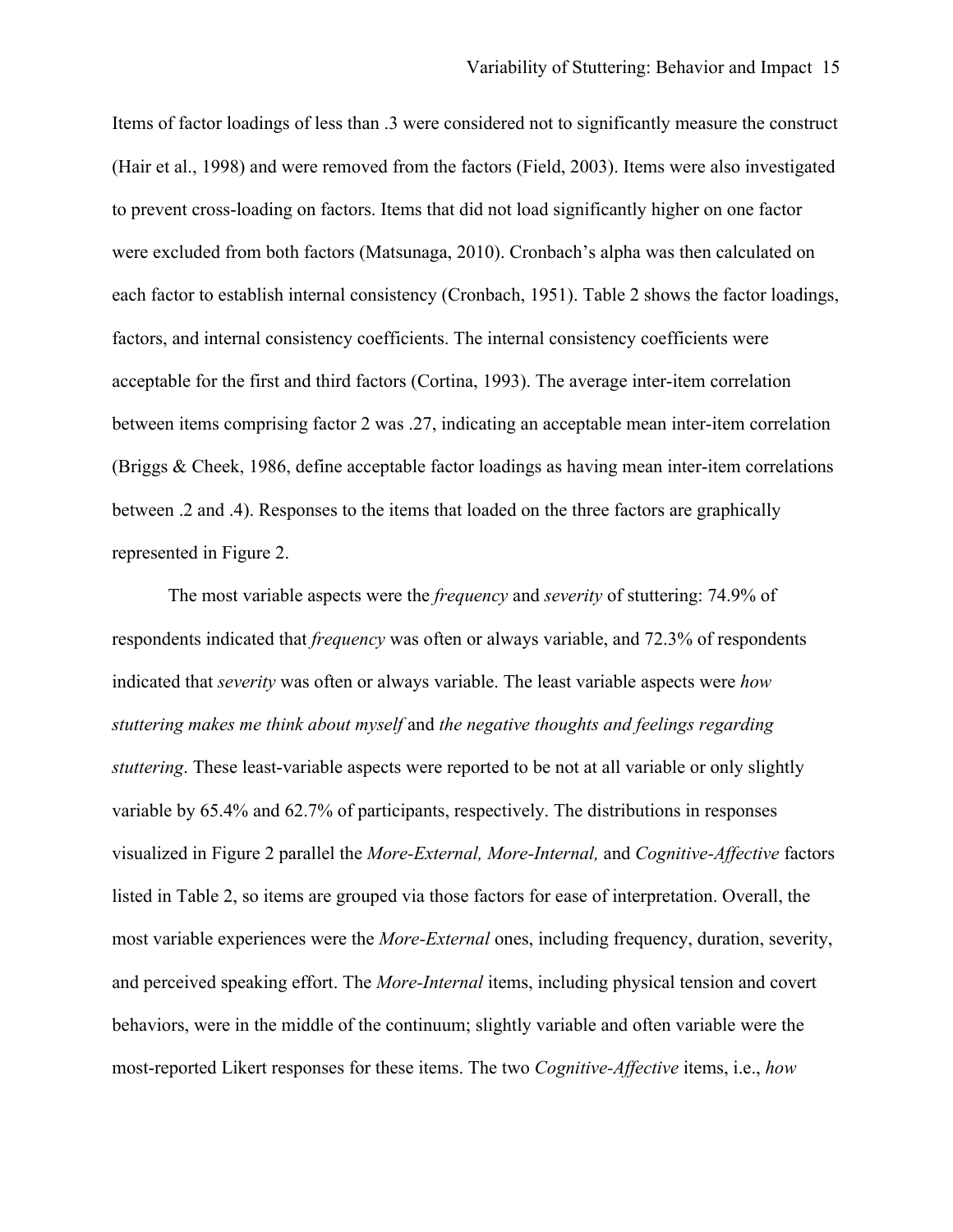Items of factor loadings of less than .3 were considered not to significantly measure the construct (Hair et al., 1998) and were removed from the factors (Field, 2003). Items were also investigated to prevent cross-loading on factors. Items that did not load significantly higher on one factor were excluded from both factors (Matsunaga, 2010). Cronbach's alpha was then calculated on each factor to establish internal consistency (Cronbach, 1951). Table 2 shows the factor loadings, factors, and internal consistency coefficients. The internal consistency coefficients were acceptable for the first and third factors (Cortina, 1993). The average inter-item correlation between items comprising factor 2 was .27, indicating an acceptable mean inter-item correlation (Briggs & Cheek, 1986, define acceptable factor loadings as having mean inter-item correlations between .2 and .4). Responses to the items that loaded on the three factors are graphically represented in Figure 2.

The most variable aspects were the *frequency* and *severity* of stuttering: 74.9% of respondents indicated that *frequency* was often or always variable, and 72.3% of respondents indicated that *severity* was often or always variable. The least variable aspects were *how stuttering makes me think about myself* and *the negative thoughts and feelings regarding stuttering*. These least-variable aspects were reported to be not at all variable or only slightly variable by 65.4% and 62.7% of participants, respectively. The distributions in responses visualized in Figure 2 parallel the *More-External, More-Internal,* and *Cognitive-Affective* factors listed in Table 2, so items are grouped via those factors for ease of interpretation. Overall, the most variable experiences were the *More-External* ones, including frequency, duration, severity, and perceived speaking effort. The *More-Internal* items, including physical tension and covert behaviors, were in the middle of the continuum; slightly variable and often variable were the most-reported Likert responses for these items. The two *Cognitive-Affective* items, i.e., *how*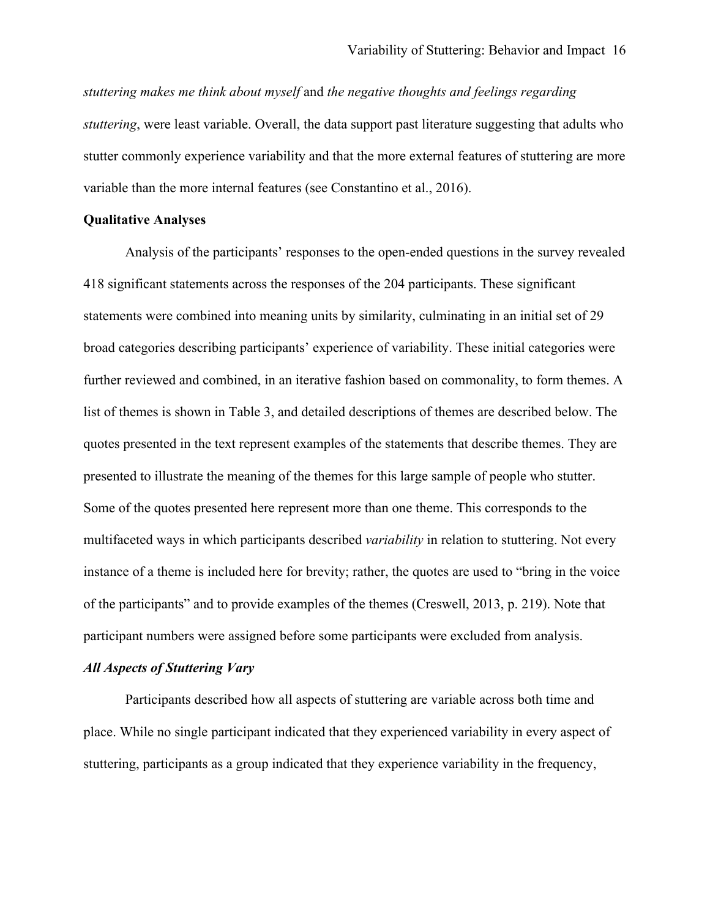*stuttering makes me think about myself* and *the negative thoughts and feelings regarding stuttering*, were least variable. Overall, the data support past literature suggesting that adults who stutter commonly experience variability and that the more external features of stuttering are more variable than the more internal features (see Constantino et al., 2016).

## Qualitative Analyses

Analysis of the participants' responses to the open-ended questions in the survey revealed 418 significant statements across the responses of the 204 participants. These significant statements were combined into meaning units by similarity, culminating in an initial set of 29 broad categories describing participants' experience of variability. These initial categories were further reviewed and combined, in an iterative fashion based on commonality, to form themes. A list of themes is shown in Table 3, and detailed descriptions of themes are described below. The quotes presented in the text represent examples of the statements that describe themes. They are presented to illustrate the meaning of the themes for this large sample of people who stutter. Some of the quotes presented here represent more than one theme. This corresponds to the multifaceted ways in which participants described *variability* in relation to stuttering. Not every instance of a theme is included here for brevity; rather, the quotes are used to "bring in the voice of the participants" and to provide examples of the themes (Creswell, 2013, p. 219). Note that participant numbers were assigned before some participants were excluded from analysis.

### *All Aspects of Stuttering Vary*

Participants described how all aspects of stuttering are variable across both time and place. While no single participant indicated that they experienced variability in every aspect of stuttering, participants as a group indicated that they experience variability in the frequency,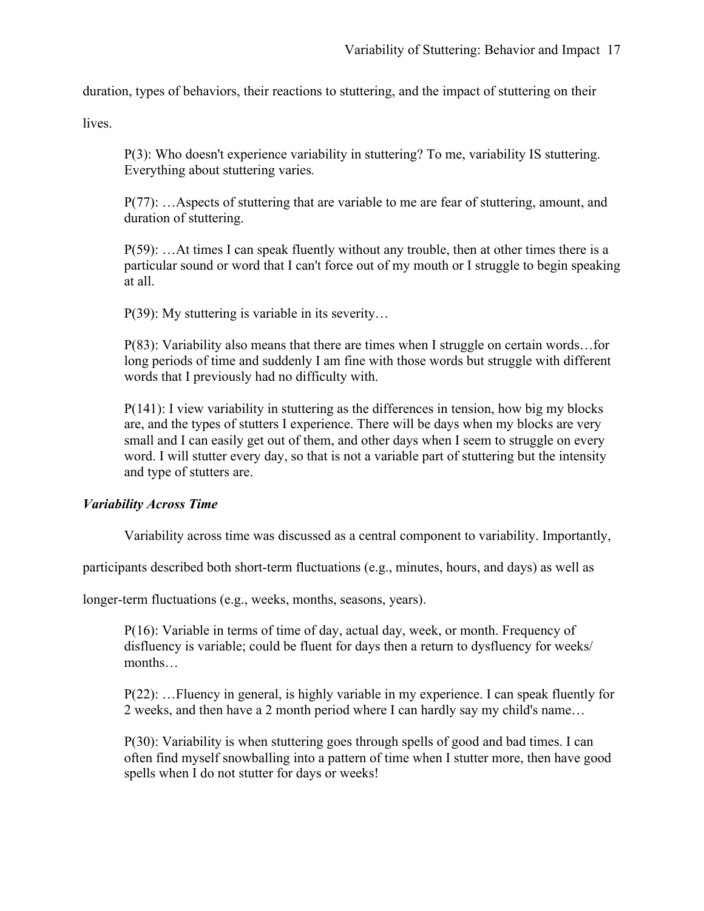duration, types of behaviors, their reactions to stuttering, and the impact of stuttering on their lives.

> P(3): Who doesn't experience variability in stuttering? To me, variability IS stuttering. Everything about stuttering varies.

> P(77): …Aspects of stuttering that are variable to me are fear of stuttering, amount, and duration of stuttering.

> P(59): …At times I can speak fluently without any trouble, then at other times there is a particular sound or word that I can't force out of my mouth or I struggle to begin speaking at all.

> P(39): My stuttering is variable in its severity…

> P(83): Variability also means that there are times when I struggle on certain words…for long periods of time and suddenly I am fine with those words but struggle with different words that I previously had no difficulty with.

> P(141): I view variability in stuttering as the differences in tension, how big my blocks are, and the types of stutters I experience. There will be days when my blocks are very small and I can easily get out of them, and other days when I seem to struggle on every word. I will stutter every day, so that is not a variable part of stuttering but the intensity and type of stutters are.

### *Variability Across Time*

Variability across time was discussed as a central component to variability. Importantly, participants described both short-term fluctuations (e.g., minutes, hours, and days) as well as longer-term fluctuations (e.g., weeks, months, seasons, years).

> P(16): Variable in terms of time of day, actual day, week, or month. Frequency of disfluency is variable; could be fluent for days then a return to dysfluency for weeks/ months…

> P(22): …Fluency in general, is highly variable in my experience. I can speak fluently for 2 weeks, and then have a 2 month period where I can hardly say my child's name…

> P(30): Variability is when stuttering goes through spells of good and bad times. I can often find myself snowballing into a pattern of time when I stutter more, then have good spells when I do not stutter for days or weeks!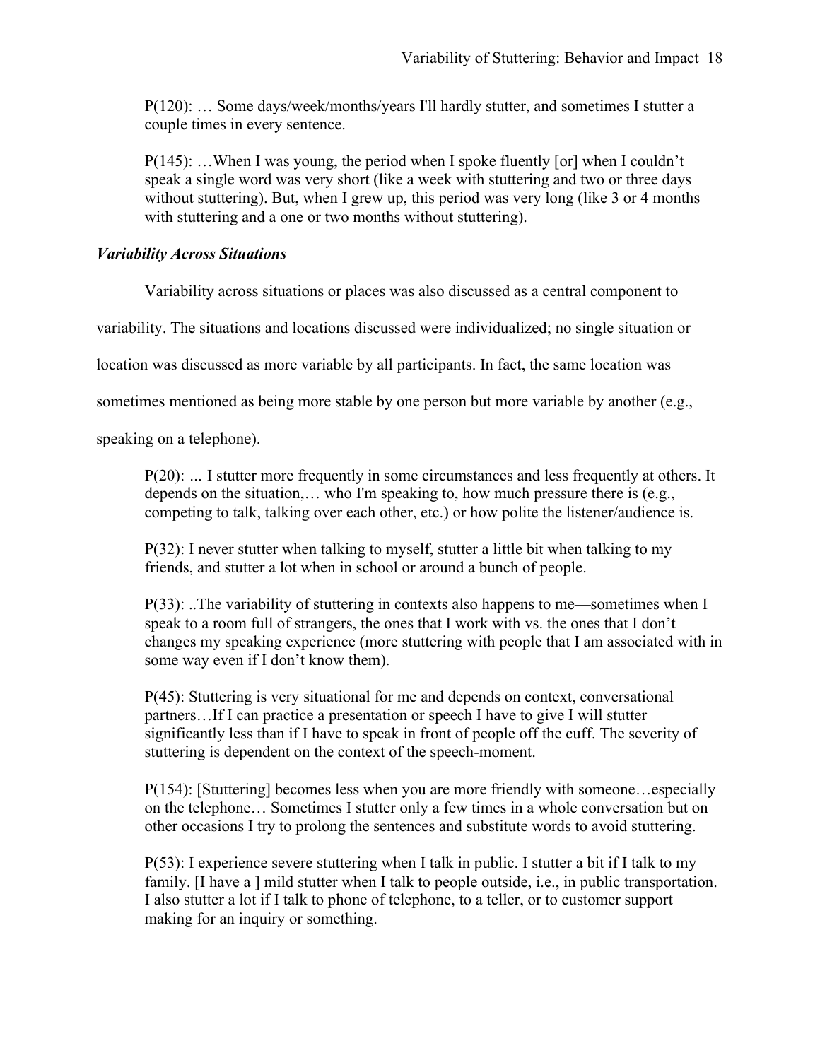P(120): … Some days/week/months/years I'll hardly stutter, and sometimes I stutter a couple times in every sentence.

P(145): …When I was young, the period when I spoke fluently [or] when I couldn't speak a single word was very short (like a week with stuttering and two or three days without stuttering). But, when I grew up, this period was very long (like 3 or 4 months with stuttering and a one or two months without stuttering).

### *Variability Across Situations*

Variability across situations or places was also discussed as a central component to variability. The situations and locations discussed were individualized; no single situation or location was discussed as more variable by all participants. In fact, the same location was sometimes mentioned as being more stable by one person but more variable by another (e.g., speaking on a telephone).

P(20): ... I stutter more frequently in some circumstances and less frequently at others. It depends on the situation,… who I'm speaking to, how much pressure there is (e.g., competing to talk, talking over each other, etc.) or how polite the listener/audience is.

P(32): I never stutter when talking to myself, stutter a little bit when talking to my friends, and stutter a lot when in school or around a bunch of people.

P(33): ..The variability of stuttering in contexts also happens to me—sometimes when I speak to a room full of strangers, the ones that I work with vs. the ones that I don't changes my speaking experience (more stuttering with people that I am associated with in some way even if I don't know them).

P(45): Stuttering is very situational for me and depends on context, conversational partners…If I can practice a presentation or speech I have to give I will stutter significantly less than if I have to speak in front of people off the cuff. The severity of stuttering is dependent on the context of the speech-moment.

P(154): [Stuttering] becomes less when you are more friendly with someone…especially on the telephone… Sometimes I stutter only a few times in a whole conversation but on other occasions I try to prolong the sentences and substitute words to avoid stuttering.

P(53): I experience severe stuttering when I talk in public. I stutter a bit if I talk to my family. [I have a ] mild stutter when I talk to people outside, i.e., in public transportation. I also stutter a lot if I talk to phone of telephone, to a teller, or to customer support making for an inquiry or something.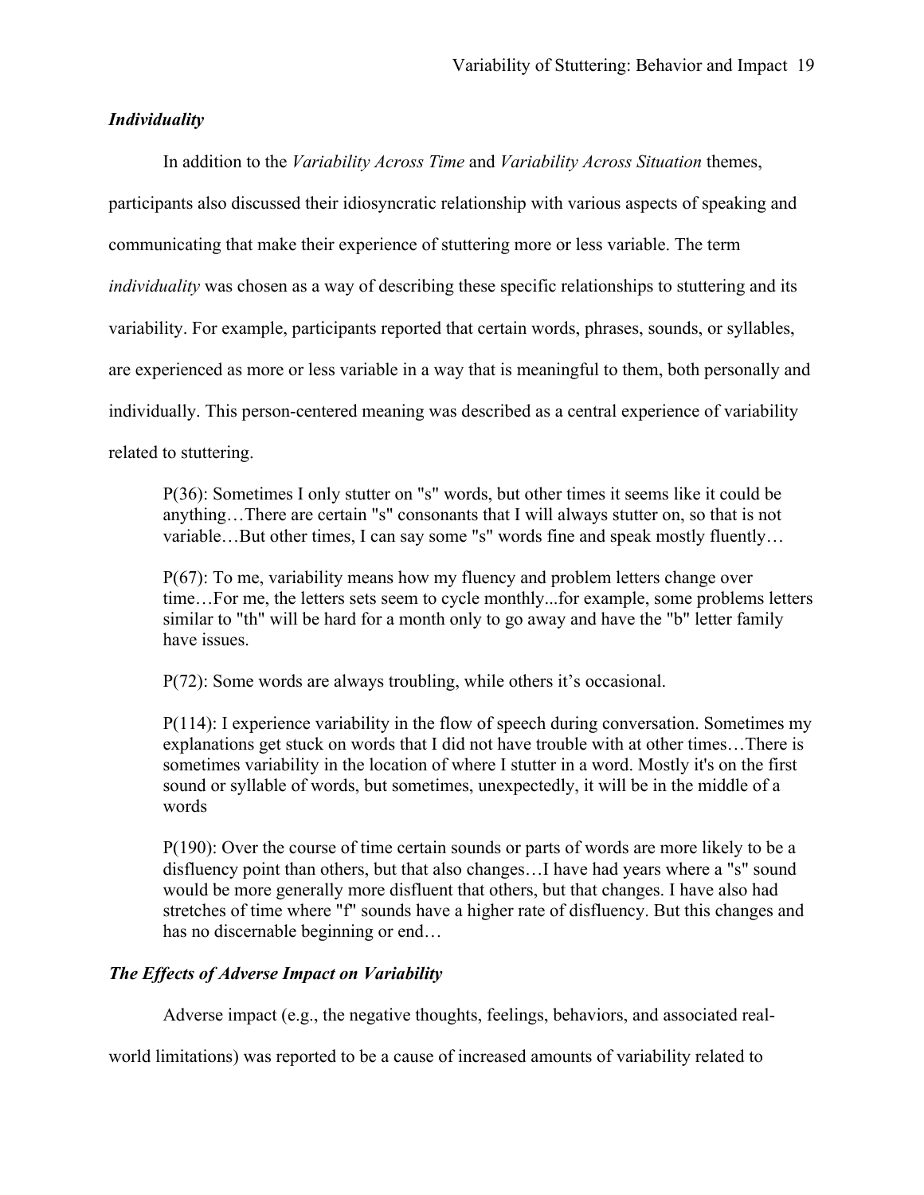### *Individuality*

In addition to the *Variability Across Time* and *Variability Across Situation* themes, participants also discussed their idiosyncratic relationship with various aspects of speaking and communicating that make their experience of stuttering more or less variable. The term *individuality* was chosen as a way of describing these specific relationships to stuttering and its variability. For example, participants reported that certain words, phrases, sounds, or syllables, are experienced as more or less variable in a way that is meaningful to them, both personally and individually. This person-centered meaning was described as a central experience of variability related to stuttering.

> P(36): Sometimes I only stutter on "s" words, but other times it seems like it could be anything…There are certain "s" consonants that I will always stutter on, so that is not variable…But other times, I can say some "s" words fine and speak mostly fluently…

> P(67): To me, variability means how my fluency and problem letters change over time…For me, the letters sets seem to cycle monthly...for example, some problems letters similar to "th" will be hard for a month only to go away and have the "b" letter family have issues.

> P(72): Some words are always troubling, while others it's occasional.

> P(114): I experience variability in the flow of speech during conversation. Sometimes my explanations get stuck on words that I did not have trouble with at other times…There is sometimes variability in the location of where I stutter in a word. Mostly it's on the first sound or syllable of words, but sometimes, unexpectedly, it will be in the middle of a words

> P(190): Over the course of time certain sounds or parts of words are more likely to be a disfluency point than others, but that also changes…I have had years where a "s" sound would be more generally more disfluent that others, but that changes. I have also had stretches of time where "f" sounds have a higher rate of disfluency. But this changes and has no discernable beginning or end…

### *The Effects of Adverse Impact on Variability*

Adverse impact (e.g., the negative thoughts, feelings, behaviors, and associated real-world limitations) was reported to be a cause of increased amounts of variability related to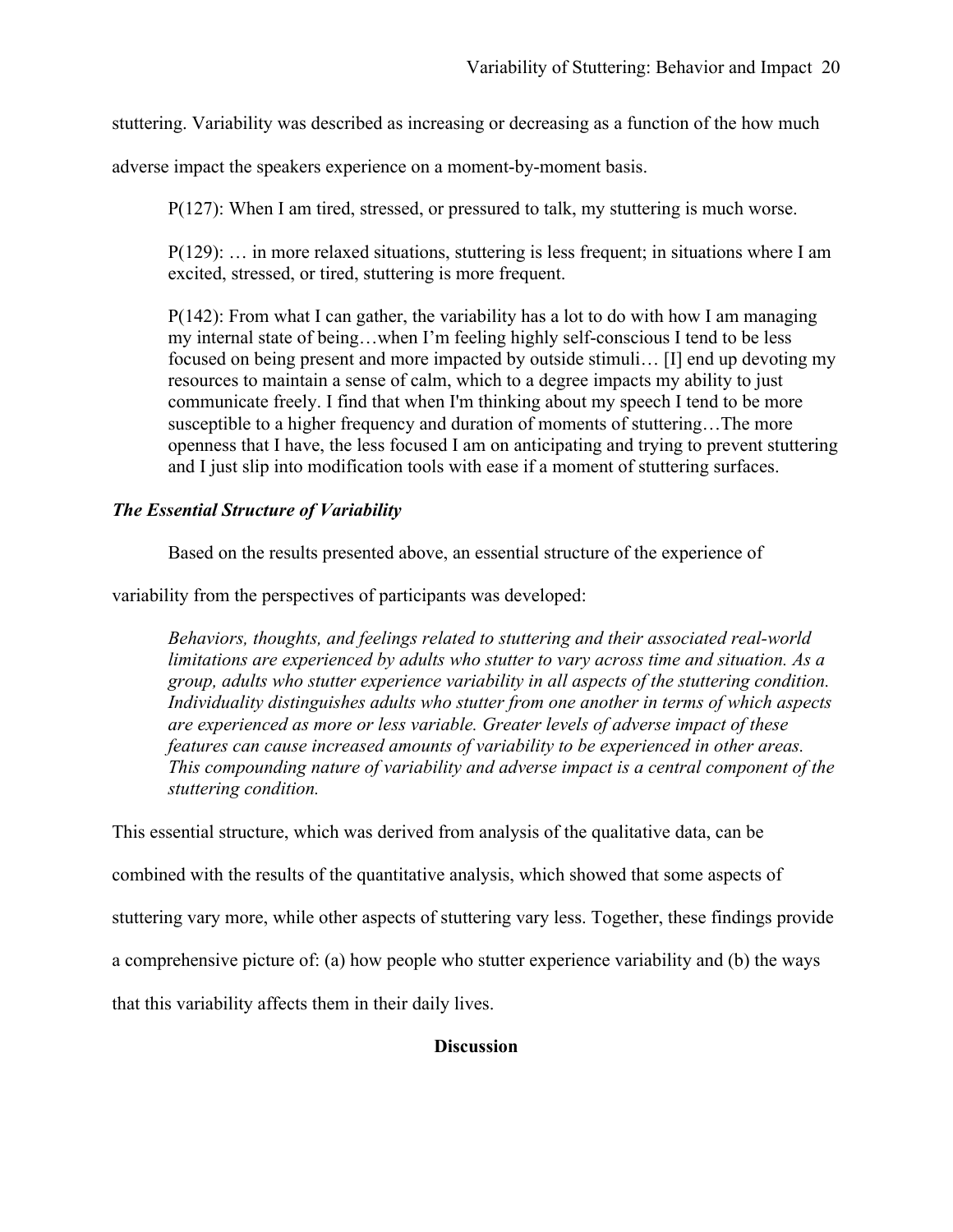stuttering. Variability was described as increasing or decreasing as a function of the how much adverse impact the speakers experience on a moment-by-moment basis.

> P(127): When I am tired, stressed, or pressured to talk, my stuttering is much worse.
>
> P(129): … in more relaxed situations, stuttering is less frequent; in situations where I am excited, stressed, or tired, stuttering is more frequent.
>
> P(142): From what I can gather, the variability has a lot to do with how I am managing my internal state of being…when I'm feeling highly self-conscious I tend to be less focused on being present and more impacted by outside stimuli… [I] end up devoting my resources to maintain a sense of calm, which to a degree impacts my ability to just communicate freely. I find that when I'm thinking about my speech I tend to be more susceptible to a higher frequency and duration of moments of stuttering…The more openness that I have, the less focused I am on anticipating and trying to prevent stuttering and I just slip into modification tools with ease if a moment of stuttering surfaces.

### *The Essential Structure of Variability*

Based on the results presented above, an essential structure of the experience of variability from the perspectives of participants was developed:

> *Behaviors, thoughts, and feelings related to stuttering and their associated real-world limitations are experienced by adults who stutter to vary across time and situation. As a group, adults who stutter experience variability in all aspects of the stuttering condition. Individuality distinguishes adults who stutter from one another in terms of which aspects are experienced as more or less variable. Greater levels of adverse impact of these features can cause increased amounts of variability to be experienced in other areas. This compounding nature of variability and adverse impact is a central component of the stuttering condition.*

This essential structure, which was derived from analysis of the qualitative data, can be combined with the results of the quantitative analysis, which showed that some aspects of stuttering vary more, while other aspects of stuttering vary less. Together, these findings provide a comprehensive picture of: (a) how people who stutter experience variability and (b) the ways that this variability affects them in their daily lives.

## Discussion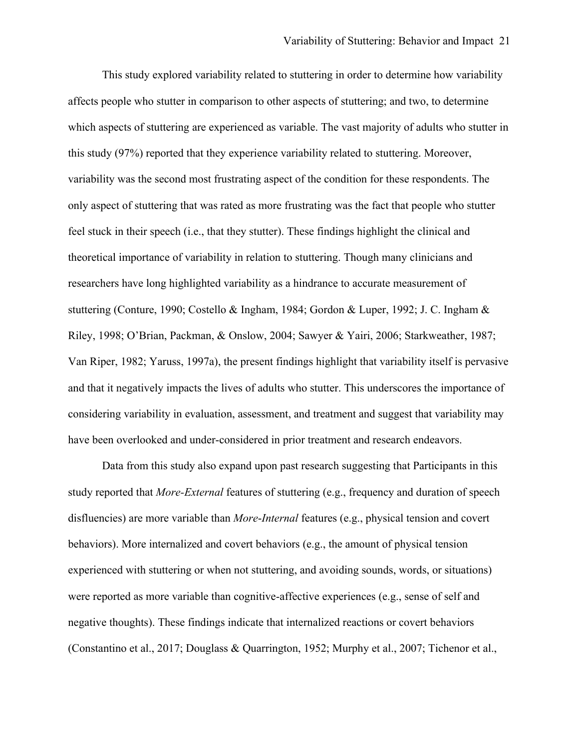This study explored variability related to stuttering in order to determine how variability affects people who stutter in comparison to other aspects of stuttering; and two, to determine which aspects of stuttering are experienced as variable. The vast majority of adults who stutter in this study (97%) reported that they experience variability related to stuttering. Moreover, variability was the second most frustrating aspect of the condition for these respondents. The only aspect of stuttering that was rated as more frustrating was the fact that people who stutter feel stuck in their speech (i.e., that they stutter). These findings highlight the clinical and theoretical importance of variability in relation to stuttering. Though many clinicians and researchers have long highlighted variability as a hindrance to accurate measurement of stuttering (Conture, 1990; Costello & Ingham, 1984; Gordon & Luper, 1992; J. C. Ingham & Riley, 1998; O'Brian, Packman, & Onslow, 2004; Sawyer & Yairi, 2006; Starkweather, 1987; Van Riper, 1982; Yaruss, 1997a), the present findings highlight that variability itself is pervasive and that it negatively impacts the lives of adults who stutter. This underscores the importance of considering variability in evaluation, assessment, and treatment and suggest that variability may have been overlooked and under-considered in prior treatment and research endeavors.

Data from this study also expand upon past research suggesting that Participants in this study reported that *More-External* features of stuttering (e.g., frequency and duration of speech disfluencies) are more variable than *More-Internal* features (e.g., physical tension and covert behaviors). More internalized and covert behaviors (e.g., the amount of physical tension experienced with stuttering or when not stuttering, and avoiding sounds, words, or situations) were reported as more variable than cognitive-affective experiences (e.g., sense of self and negative thoughts). These findings indicate that internalized reactions or covert behaviors (Constantino et al., 2017; Douglass & Quarrington, 1952; Murphy et al., 2007; Tichenor et al.,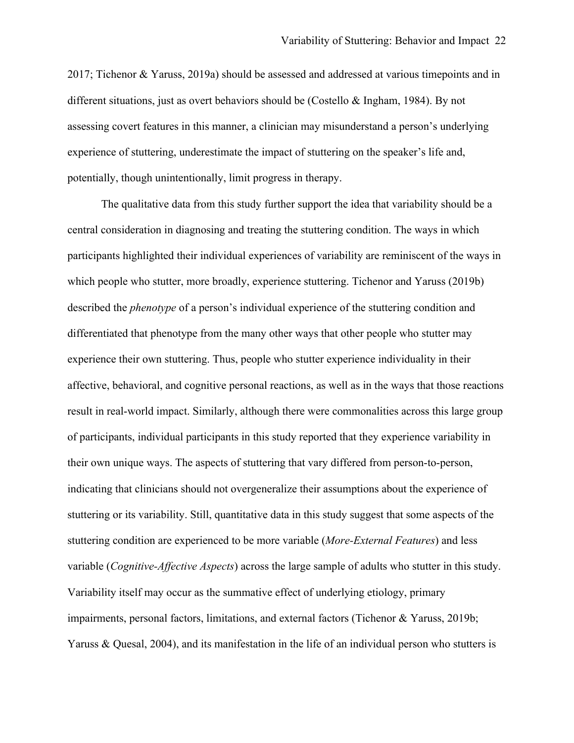2017; Tichenor & Yaruss, 2019a) should be assessed and addressed at various timepoints and in different situations, just as overt behaviors should be (Costello & Ingham, 1984). By not assessing covert features in this manner, a clinician may misunderstand a person's underlying experience of stuttering, underestimate the impact of stuttering on the speaker's life and, potentially, though unintentionally, limit progress in therapy.

The qualitative data from this study further support the idea that variability should be a central consideration in diagnosing and treating the stuttering condition. The ways in which participants highlighted their individual experiences of variability are reminiscent of the ways in which people who stutter, more broadly, experience stuttering. Tichenor and Yaruss (2019b) described the *phenotype* of a person's individual experience of the stuttering condition and differentiated that phenotype from the many other ways that other people who stutter may experience their own stuttering. Thus, people who stutter experience individuality in their affective, behavioral, and cognitive personal reactions, as well as in the ways that those reactions result in real-world impact. Similarly, although there were commonalities across this large group of participants, individual participants in this study reported that they experience variability in their own unique ways. The aspects of stuttering that vary differed from person-to-person, indicating that clinicians should not overgeneralize their assumptions about the experience of stuttering or its variability. Still, quantitative data in this study suggest that some aspects of the stuttering condition are experienced to be more variable (*More-External Features*) and less variable (*Cognitive-Affective Aspects*) across the large sample of adults who stutter in this study. Variability itself may occur as the summative effect of underlying etiology, primary impairments, personal factors, limitations, and external factors (Tichenor & Yaruss, 2019b; Yaruss & Quesal, 2004), and its manifestation in the life of an individual person who stutters is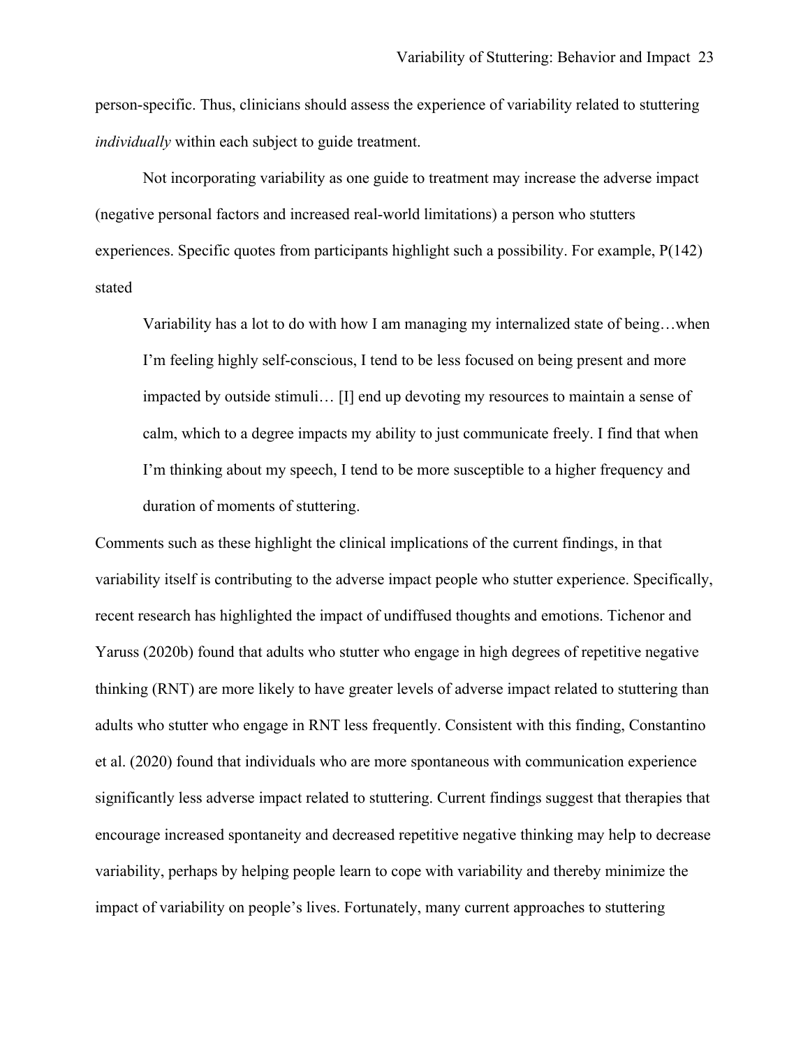person-specific. Thus, clinicians should assess the experience of variability related to stuttering *individually* within each subject to guide treatment.

Not incorporating variability as one guide to treatment may increase the adverse impact (negative personal factors and increased real-world limitations) a person who stutters experiences. Specific quotes from participants highlight such a possibility. For example, P(142) stated

> Variability has a lot to do with how I am managing my internalized state of being…when I'm feeling highly self-conscious, I tend to be less focused on being present and more impacted by outside stimuli… [I] end up devoting my resources to maintain a sense of calm, which to a degree impacts my ability to just communicate freely. I find that when I'm thinking about my speech, I tend to be more susceptible to a higher frequency and duration of moments of stuttering.

Comments such as these highlight the clinical implications of the current findings, in that variability itself is contributing to the adverse impact people who stutter experience. Specifically, recent research has highlighted the impact of undiffused thoughts and emotions. Tichenor and Yaruss (2020b) found that adults who stutter who engage in high degrees of repetitive negative thinking (RNT) are more likely to have greater levels of adverse impact related to stuttering than adults who stutter who engage in RNT less frequently. Consistent with this finding, Constantino et al. (2020) found that individuals who are more spontaneous with communication experience significantly less adverse impact related to stuttering. Current findings suggest that therapies that encourage increased spontaneity and decreased repetitive negative thinking may help to decrease variability, perhaps by helping people learn to cope with variability and thereby minimize the impact of variability on people's lives. Fortunately, many current approaches to stuttering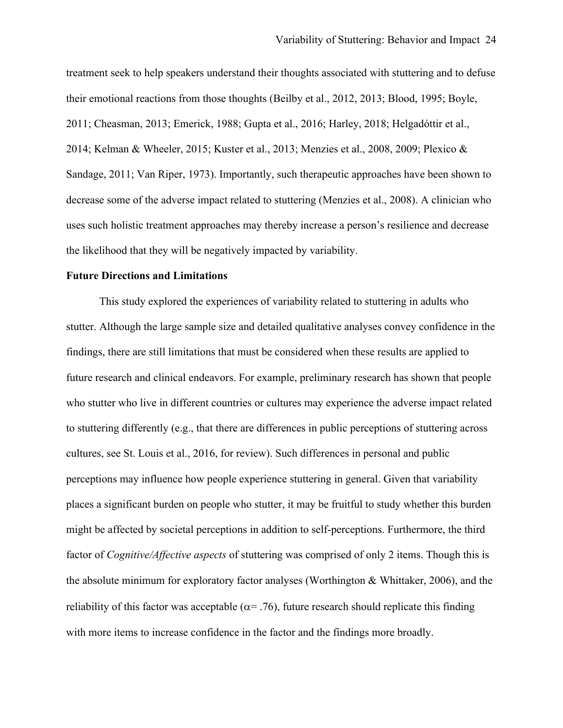treatment seek to help speakers understand their thoughts associated with stuttering and to defuse their emotional reactions from those thoughts (Beilby et al., 2012, 2013; Blood, 1995; Boyle, 2011; Cheasman, 2013; Emerick, 1988; Gupta et al., 2016; Harley, 2018; Helgadóttir et al., 2014; Kelman & Wheeler, 2015; Kuster et al., 2013; Menzies et al., 2008, 2009; Plexico & Sandage, 2011; Van Riper, 1973). Importantly, such therapeutic approaches have been shown to decrease some of the adverse impact related to stuttering (Menzies et al., 2008). A clinician who uses such holistic treatment approaches may thereby increase a person's resilience and decrease the likelihood that they will be negatively impacted by variability.

**Future Directions and Limitations**

This study explored the experiences of variability related to stuttering in adults who stutter. Although the large sample size and detailed qualitative analyses convey confidence in the findings, there are still limitations that must be considered when these results are applied to future research and clinical endeavors. For example, preliminary research has shown that people who stutter who live in different countries or cultures may experience the adverse impact related to stuttering differently (e.g., that there are differences in public perceptions of stuttering across cultures, see St. Louis et al., 2016, for review). Such differences in personal and public perceptions may influence how people experience stuttering in general. Given that variability places a significant burden on people who stutter, it may be fruitful to study whether this burden might be affected by societal perceptions in addition to self-perceptions. Furthermore, the third factor of *Cognitive/Affective aspects* of stuttering was comprised of only 2 items. Though this is the absolute minimum for exploratory factor analyses (Worthington & Whittaker, 2006), and the reliability of this factor was acceptable ($\alpha = .76$), future research should replicate this finding with more items to increase confidence in the factor and the findings more broadly.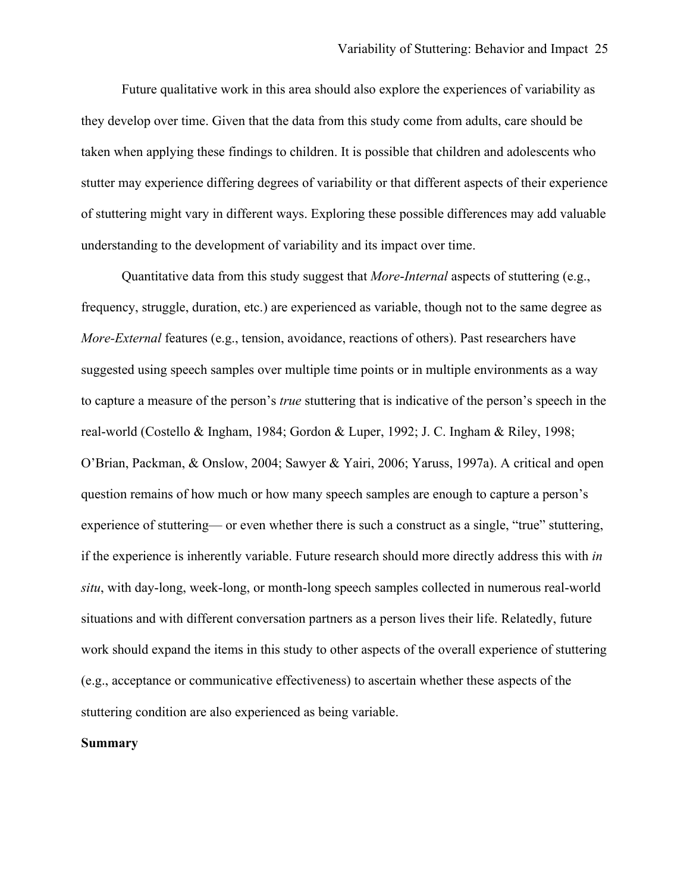Future qualitative work in this area should also explore the experiences of variability as they develop over time. Given that the data from this study come from adults, care should be taken when applying these findings to children. It is possible that children and adolescents who stutter may experience differing degrees of variability or that different aspects of their experience of stuttering might vary in different ways. Exploring these possible differences may add valuable understanding to the development of variability and its impact over time.

Quantitative data from this study suggest that *More-Internal* aspects of stuttering (e.g., frequency, struggle, duration, etc.) are experienced as variable, though not to the same degree as *More-External* features (e.g., tension, avoidance, reactions of others). Past researchers have suggested using speech samples over multiple time points or in multiple environments as a way to capture a measure of the person's *true* stuttering that is indicative of the person's speech in the real-world (Costello & Ingham, 1984; Gordon & Luper, 1992; J. C. Ingham & Riley, 1998; O'Brian, Packman, & Onslow, 2004; Sawyer & Yairi, 2006; Yaruss, 1997a). A critical and open question remains of how much or how many speech samples are enough to capture a person's experience of stuttering— or even whether there is such a construct as a single, "true" stuttering, if the experience is inherently variable. Future research should more directly address this with *in situ*, with day-long, week-long, or month-long speech samples collected in numerous real-world situations and with different conversation partners as a person lives their life. Relatedly, future work should expand the items in this study to other aspects of the overall experience of stuttering (e.g., acceptance or communicative effectiveness) to ascertain whether these aspects of the stuttering condition are also experienced as being variable.

**Summary**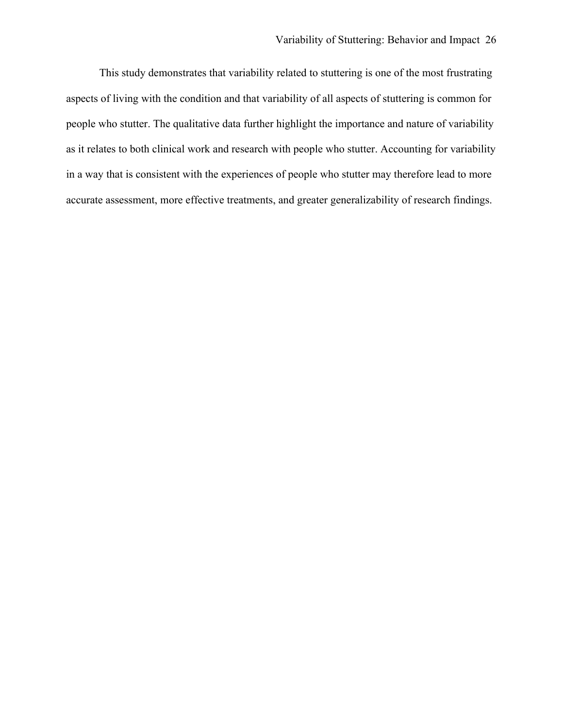This study demonstrates that variability related to stuttering is one of the most frustrating aspects of living with the condition and that variability of all aspects of stuttering is common for people who stutter. The qualitative data further highlight the importance and nature of variability as it relates to both clinical work and research with people who stutter. Accounting for variability in a way that is consistent with the experiences of people who stutter may therefore lead to more accurate assessment, more effective treatments, and greater generalizability of research findings.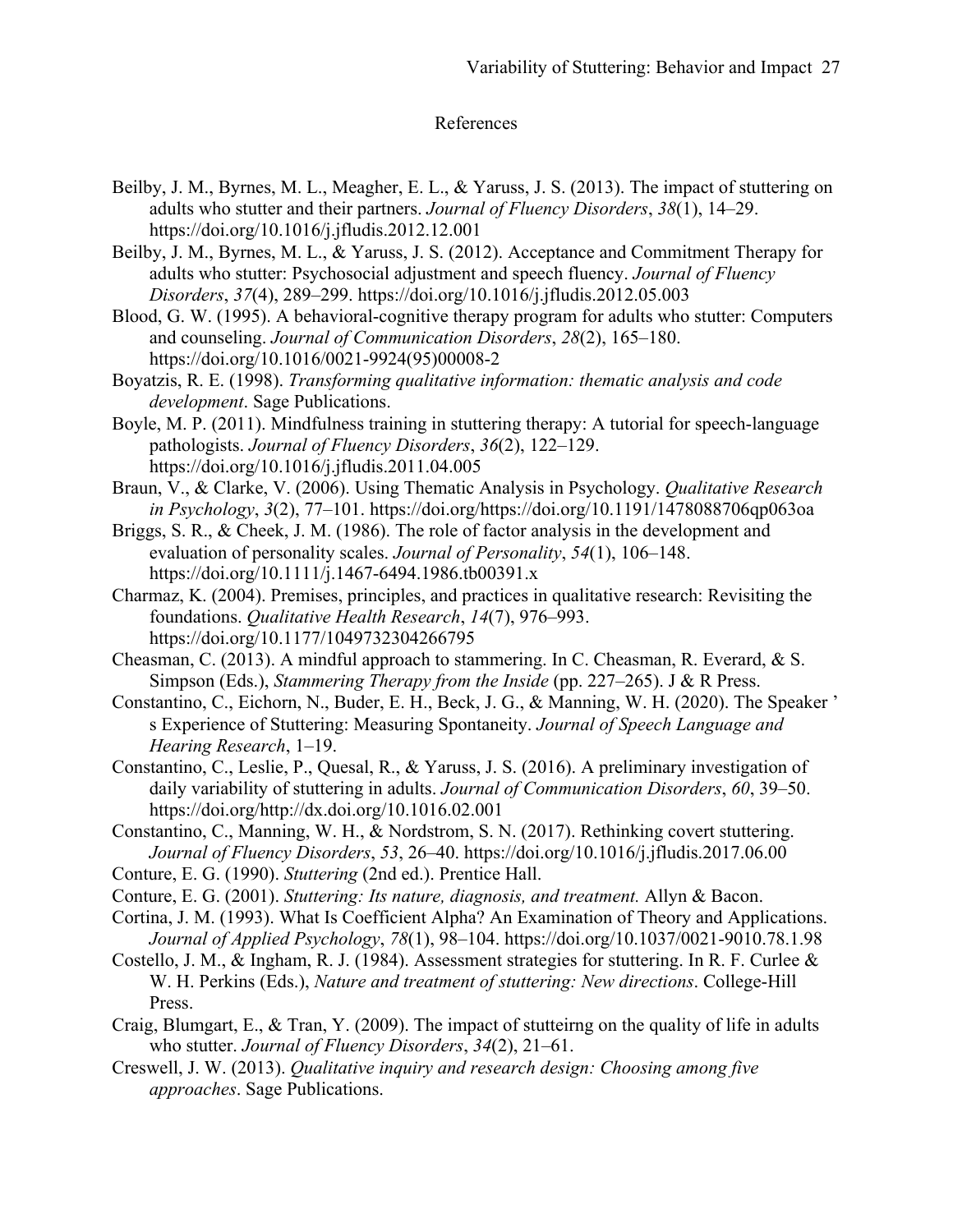# References

Beilby, J. M., Byrnes, M. L., Meagher, E. L., & Yaruss, J. S. (2013). The impact of stuttering on adults who stutter and their partners. *Journal of Fluency Disorders*, *38*(1), 14–29. https://doi.org/10.1016/j.jfludis.2012.12.001

Beilby, J. M., Byrnes, M. L., & Yaruss, J. S. (2012). Acceptance and Commitment Therapy for adults who stutter: Psychosocial adjustment and speech fluency. *Journal of Fluency Disorders*, *37*(4), 289–299. https://doi.org/10.1016/j.jfludis.2012.05.003

Blood, G. W. (1995). A behavioral-cognitive therapy program for adults who stutter: Computers and counseling. *Journal of Communication Disorders*, *28*(2), 165–180. https://doi.org/10.1016/0021-9924(95)00008-2

Boyatzis, R. E. (1998). *Transforming qualitative information: thematic analysis and code development*. Sage Publications.

Boyle, M. P. (2011). Mindfulness training in stuttering therapy: A tutorial for speech-language pathologists. *Journal of Fluency Disorders*, *36*(2), 122–129. https://doi.org/10.1016/j.jfludis.2011.04.005

Braun, V., & Clarke, V. (2006). Using Thematic Analysis in Psychology. *Qualitative Research in Psychology*, *3*(2), 77–101. https://doi.org/https://doi.org/10.1191/1478088706qp063oa

Briggs, S. R., & Cheek, J. M. (1986). The role of factor analysis in the development and evaluation of personality scales. *Journal of Personality*, *54*(1), 106–148. https://doi.org/10.1111/j.1467-6494.1986.tb00391.x

Charmaz, K. (2004). Premises, principles, and practices in qualitative research: Revisiting the foundations. *Qualitative Health Research*, *14*(7), 976–993. https://doi.org/10.1177/1049732304266795

Cheasman, C. (2013). A mindful approach to stammering. In C. Cheasman, R. Everard, & S. Simpson (Eds.), *Stammering Therapy from the Inside* (pp. 227–265). J & R Press.

Constantino, C., Eichorn, N., Buder, E. H., Beck, J. G., & Manning, W. H. (2020). The Speaker ' s Experience of Stuttering: Measuring Spontaneity. *Journal of Speech Language and Hearing Research*, 1–19.

Constantino, C., Leslie, P., Quesal, R., & Yaruss, J. S. (2016). A preliminary investigation of daily variability of stuttering in adults. *Journal of Communication Disorders*, *60*, 39–50. https://doi.org/http://dx.doi.org/10.1016.02.001

Constantino, C., Manning, W. H., & Nordstrom, S. N. (2017). Rethinking covert stuttering. *Journal of Fluency Disorders*, *53*, 26–40. https://doi.org/10.1016/j.jfludis.2017.06.00

Conture, E. G. (1990). *Stuttering* (2nd ed.). Prentice Hall.

Conture, E. G. (2001). *Stuttering: Its nature, diagnosis, and treatment.* Allyn & Bacon.

Cortina, J. M. (1993). What Is Coefficient Alpha? An Examination of Theory and Applications. *Journal of Applied Psychology*, *78*(1), 98–104. https://doi.org/10.1037/0021-9010.78.1.98

Costello, J. M., & Ingham, R. J. (1984). Assessment strategies for stuttering. In R. F. Curlee & W. H. Perkins (Eds.), *Nature and treatment of stuttering: New directions*. College-Hill Press.

Craig, Blumgart, E., & Tran, Y. (2009). The impact of stutteirng on the quality of life in adults who stutter. *Journal of Fluency Disorders*, *34*(2), 21–61.

Creswell, J. W. (2013). *Qualitative inquiry and research design: Choosing among five approaches*. Sage Publications.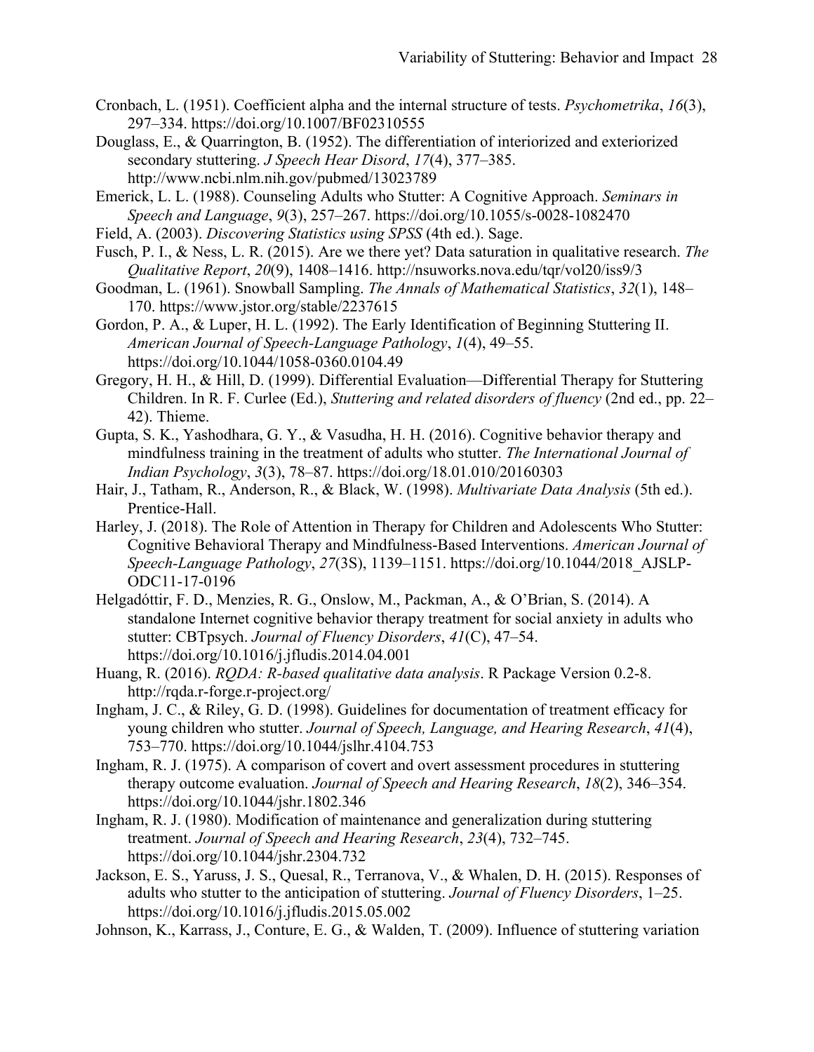Cronbach, L. (1951). Coefficient alpha and the internal structure of tests. *Psychometrika*, *16*(3), 297–334. https://doi.org/10.1007/BF02310555

Douglass, E., & Quarrington, B. (1952). The differentiation of interiorized and exteriorized secondary stuttering. *J Speech Hear Disord*, *17*(4), 377–385. http://www.ncbi.nlm.nih.gov/pubmed/13023789

Emerick, L. L. (1988). Counseling Adults who Stutter: A Cognitive Approach. *Seminars in Speech and Language*, *9*(3), 257–267. https://doi.org/10.1055/s-0028-1082470

Field, A. (2003). *Discovering Statistics using SPSS* (4th ed.). Sage.

Fusch, P. I., & Ness, L. R. (2015). Are we there yet? Data saturation in qualitative research. *The Qualitative Report*, *20*(9), 1408–1416. http://nsuworks.nova.edu/tqr/vol20/iss9/3

Goodman, L. (1961). Snowball Sampling. *The Annals of Mathematical Statistics*, *32*(1), 148–170. https://www.jstor.org/stable/2237615

Gordon, P. A., & Luper, H. L. (1992). The Early Identification of Beginning Stuttering II. *American Journal of Speech-Language Pathology*, *1*(4), 49–55. https://doi.org/10.1044/1058-0360.0104.49

Gregory, H. H., & Hill, D. (1999). Differential Evaluation—Differential Therapy for Stuttering Children. In R. F. Curlee (Ed.), *Stuttering and related disorders of fluency* (2nd ed., pp. 22–42). Thieme.

Gupta, S. K., Yashodhara, G. Y., & Vasudha, H. H. (2016). Cognitive behavior therapy and mindfulness training in the treatment of adults who stutter. *The International Journal of Indian Psychology*, *3*(3), 78–87. https://doi.org/18.01.010/20160303

Hair, J., Tatham, R., Anderson, R., & Black, W. (1998). *Multivariate Data Analysis* (5th ed.). Prentice-Hall.

Harley, J. (2018). The Role of Attention in Therapy for Children and Adolescents Who Stutter: Cognitive Behavioral Therapy and Mindfulness-Based Interventions. *American Journal of Speech-Language Pathology*, *27*(3S), 1139–1151. https://doi.org/10.1044/2018_AJSLP-ODC11-17-0196

Helgadóttir, F. D., Menzies, R. G., Onslow, M., Packman, A., & O'Brian, S. (2014). A standalone Internet cognitive behavior therapy treatment for social anxiety in adults who stutter: CBTpsych. *Journal of Fluency Disorders*, *41*(C), 47–54. https://doi.org/10.1016/j.jfludis.2014.04.001

Huang, R. (2016). *RQDA: R-based qualitative data analysis*. R Package Version 0.2-8. http://rqda.r-forge.r-project.org/

Ingham, J. C., & Riley, G. D. (1998). Guidelines for documentation of treatment efficacy for young children who stutter. *Journal of Speech, Language, and Hearing Research*, *41*(4), 753–770. https://doi.org/10.1044/jslhr.4104.753

Ingham, R. J. (1975). A comparison of covert and overt assessment procedures in stuttering therapy outcome evaluation. *Journal of Speech and Hearing Research*, *18*(2), 346–354. https://doi.org/10.1044/jshr.1802.346

Ingham, R. J. (1980). Modification of maintenance and generalization during stuttering treatment. *Journal of Speech and Hearing Research*, *23*(4), 732–745. https://doi.org/10.1044/jshr.2304.732

Jackson, E. S., Yaruss, J. S., Quesal, R., Terranova, V., & Whalen, D. H. (2015). Responses of adults who stutter to the anticipation of stuttering. *Journal of Fluency Disorders*, 1–25. https://doi.org/10.1016/j.jfludis.2015.05.002

Johnson, K., Karrass, J., Conture, E. G., & Walden, T. (2009). Influence of stuttering variation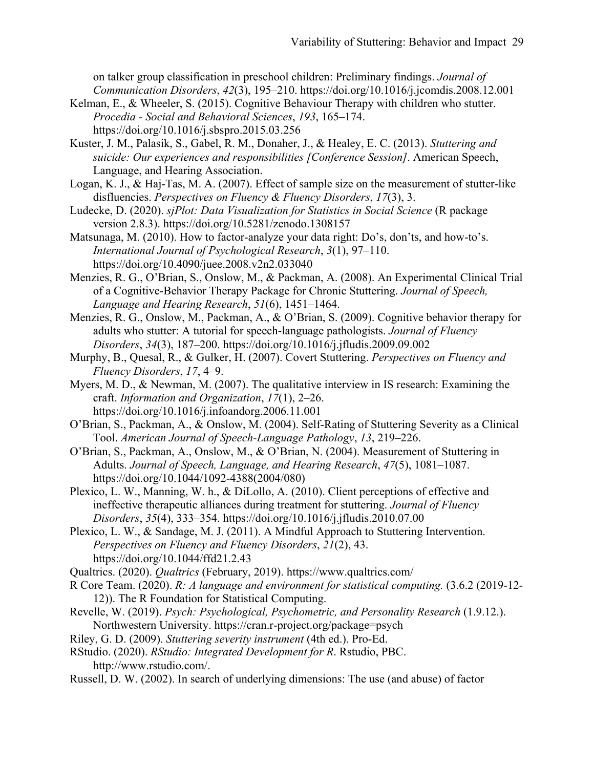on talker group classification in preschool children: Preliminary findings. *Journal of Communication Disorders*, *42*(3), 195–210. https://doi.org/10.1016/j.jcomdis.2008.12.001

Kelman, E., & Wheeler, S. (2015). Cognitive Behaviour Therapy with children who stutter. *Procedia - Social and Behavioral Sciences*, *193*, 165–174. https://doi.org/10.1016/j.sbspro.2015.03.256

Kuster, J. M., Palasik, S., Gabel, R. M., Donaher, J., & Healey, E. C. (2013). *Stuttering and suicide: Our experiences and responsibilities [Conference Session]*. American Speech, Language, and Hearing Association.

Logan, K. J., & Haj-Tas, M. A. (2007). Effect of sample size on the measurement of stutter-like disfluencies. *Perspectives on Fluency & Fluency Disorders*, *17*(3), 3.

Ludecke, D. (2020). *sjPlot: Data Visualization for Statistics in Social Science* (R package version 2.8.3). https://doi.org/10.5281/zenodo.1308157

Matsunaga, M. (2010). How to factor-analyze your data right: Do's, don'ts, and how-to's. *International Journal of Psychological Research*, *3*(1), 97–110. https://doi.org/10.4090/juee.2008.v2n2.033040

Menzies, R. G., O'Brian, S., Onslow, M., & Packman, A. (2008). An Experimental Clinical Trial of a Cognitive-Behavior Therapy Package for Chronic Stuttering. *Journal of Speech, Language and Hearing Research*, *51*(6), 1451–1464.

Menzies, R. G., Onslow, M., Packman, A., & O'Brian, S. (2009). Cognitive behavior therapy for adults who stutter: A tutorial for speech-language pathologists. *Journal of Fluency Disorders*, *34*(3), 187–200. https://doi.org/10.1016/j.jfludis.2009.09.002

Murphy, B., Quesal, R., & Gulker, H. (2007). Covert Stuttering. *Perspectives on Fluency and Fluency Disorders*, *17*, 4–9.

Myers, M. D., & Newman, M. (2007). The qualitative interview in IS research: Examining the craft. *Information and Organization*, *17*(1), 2–26. https://doi.org/10.1016/j.infoandorg.2006.11.001

O'Brian, S., Packman, A., & Onslow, M. (2004). Self-Rating of Stuttering Severity as a Clinical Tool. *American Journal of Speech-Language Pathology*, *13*, 219–226.

O'Brian, S., Packman, A., Onslow, M., & O'Brian, N. (2004). Measurement of Stuttering in Adults. *Journal of Speech, Language, and Hearing Research*, *47*(5), 1081–1087. https://doi.org/10.1044/1092-4388(2004/080)

Plexico, L. W., Manning, W. h., & DiLollo, A. (2010). Client perceptions of effective and ineffective therapeutic alliances during treatment for stuttering. *Journal of Fluency Disorders*, *35*(4), 333–354. https://doi.org/10.1016/j.jfludis.2010.07.00

Plexico, L. W., & Sandage, M. J. (2011). A Mindful Approach to Stuttering Intervention. *Perspectives on Fluency and Fluency Disorders*, *21*(2), 43. https://doi.org/10.1044/ffd21.2.43

Qualtrics. (2020). *Qualtrics* (February, 2019). https://www.qualtrics.com/

R Core Team. (2020). *R: A language and environment for statistical computing.* (3.6.2 (2019-12-12)). The R Foundation for Statistical Computing.

Revelle, W. (2019). *Psych: Psychological, Psychometric, and Personality Research* (1.9.12.). Northwestern University. https://cran.r-project.org/package=psych

Riley, G. D. (2009). *Stuttering severity instrument* (4th ed.). Pro-Ed.

RStudio. (2020). *RStudio: Integrated Development for R*. Rstudio, PBC. http://www.rstudio.com/.

Russell, D. W. (2002). In search of underlying dimensions: The use (and abuse) of factor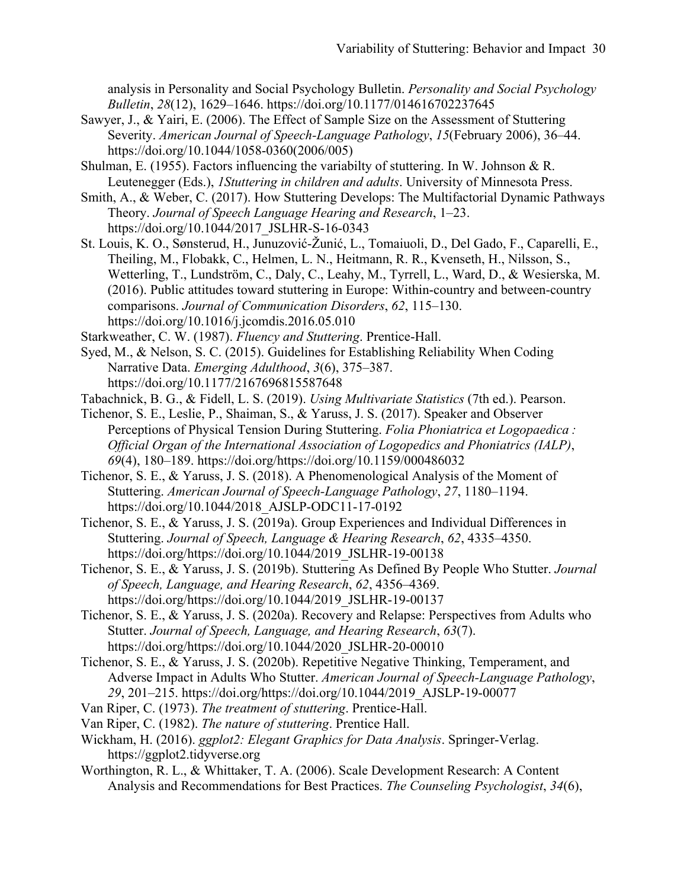analysis in Personality and Social Psychology Bulletin. *Personality and Social Psychology Bulletin*, *28*(12), 1629–1646. https://doi.org/10.1177/014616702237645

Sawyer, J., & Yairi, E. (2006). The Effect of Sample Size on the Assessment of Stuttering Severity. *American Journal of Speech-Language Pathology*, *15*(February 2006), 36–44. https://doi.org/10.1044/1058-0360(2006/005)

Shulman, E. (1955). Factors influencing the variabilty of stuttering. In W. Johnson & R. Leutenegger (Eds.), *1Stuttering in children and adults*. University of Minnesota Press.

Smith, A., & Weber, C. (2017). How Stuttering Develops: The Multifactorial Dynamic Pathways Theory. *Journal of Speech Language Hearing and Research*, 1–23. https://doi.org/10.1044/2017_JSLHR-S-16-0343

St. Louis, K. O., Sønsterud, H., Junuzović-Žunić, L., Tomaiuoli, D., Del Gado, F., Caparelli, E., Theiling, M., Flobakk, C., Helmen, L. N., Heitmann, R. R., Kvenseth, H., Nilsson, S., Wetterling, T., Lundström, C., Daly, C., Leahy, M., Tyrrell, L., Ward, D., & Wesierska, M. (2016). Public attitudes toward stuttering in Europe: Within-country and between-country comparisons. *Journal of Communication Disorders*, *62*, 115–130. https://doi.org/10.1016/j.jcomdis.2016.05.010

Starkweather, C. W. (1987). *Fluency and Stuttering*. Prentice-Hall.

Syed, M., & Nelson, S. C. (2015). Guidelines for Establishing Reliability When Coding Narrative Data. *Emerging Adulthood*, *3*(6), 375–387. https://doi.org/10.1177/2167696815587648

Tabachnick, B. G., & Fidell, L. S. (2019). *Using Multivariate Statistics* (7th ed.). Pearson.

Tichenor, S. E., Leslie, P., Shaiman, S., & Yaruss, J. S. (2017). Speaker and Observer Perceptions of Physical Tension During Stuttering. *Folia Phoniatrica et Logopaedica : Official Organ of the International Association of Logopedics and Phoniatrics (IALP)*, *69*(4), 180–189. https://doi.org/https://doi.org/10.1159/000486032

Tichenor, S. E., & Yaruss, J. S. (2018). A Phenomenological Analysis of the Moment of Stuttering. *American Journal of Speech-Language Pathology*, *27*, 1180–1194. https://doi.org/10.1044/2018_AJSLP-ODC11-17-0192

Tichenor, S. E., & Yaruss, J. S. (2019a). Group Experiences and Individual Differences in Stuttering. *Journal of Speech, Language & Hearing Research*, *62*, 4335–4350. https://doi.org/https://doi.org/10.1044/2019_JSLHR-19-00138

Tichenor, S. E., & Yaruss, J. S. (2019b). Stuttering As Defined By People Who Stutter. *Journal of Speech, Language, and Hearing Research*, *62*, 4356–4369. https://doi.org/https://doi.org/10.1044/2019_JSLHR-19-00137

Tichenor, S. E., & Yaruss, J. S. (2020a). Recovery and Relapse: Perspectives from Adults who Stutter. *Journal of Speech, Language, and Hearing Research*, *63*(7). https://doi.org/https://doi.org/10.1044/2020_JSLHR-20-00010

Tichenor, S. E., & Yaruss, J. S. (2020b). Repetitive Negative Thinking, Temperament, and Adverse Impact in Adults Who Stutter. *American Journal of Speech-Language Pathology*, *29*, 201–215. https://doi.org/https://doi.org/10.1044/2019_AJSLP-19-00077

Van Riper, C. (1973). *The treatment of stuttering*. Prentice-Hall.

Van Riper, C. (1982). *The nature of stuttering*. Prentice Hall.

Wickham, H. (2016). *ggplot2: Elegant Graphics for Data Analysis*. Springer-Verlag. https://ggplot2.tidyverse.org

Worthington, R. L., & Whittaker, T. A. (2006). Scale Development Research: A Content Analysis and Recommendations for Best Practices. *The Counseling Psychologist*, *34*(6),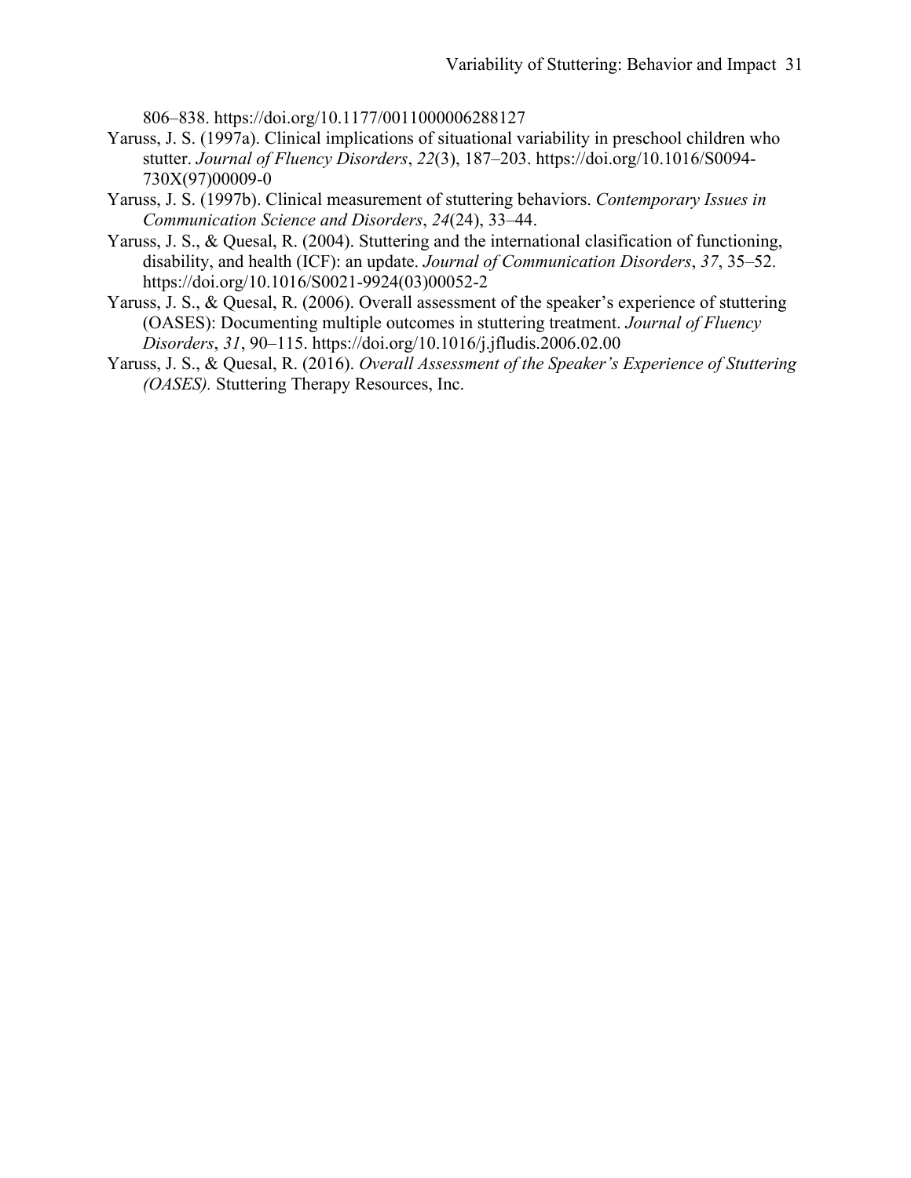806–838. https://doi.org/10.1177/0011000006288127

Yaruss, J. S. (1997a). Clinical implications of situational variability in preschool children who stutter. *Journal of Fluency Disorders*, *22*(3), 187–203. https://doi.org/10.1016/S0094-730X(97)00009-0

Yaruss, J. S. (1997b). Clinical measurement of stuttering behaviors. *Contemporary Issues in Communication Science and Disorders*, *24*(24), 33–44.

Yaruss, J. S., & Quesal, R. (2004). Stuttering and the international clasification of functioning, disability, and health (ICF): an update. *Journal of Communication Disorders*, *37*, 35–52. https://doi.org/10.1016/S0021-9924(03)00052-2

Yaruss, J. S., & Quesal, R. (2006). Overall assessment of the speaker's experience of stuttering (OASES): Documenting multiple outcomes in stuttering treatment. *Journal of Fluency Disorders*, *31*, 90–115. https://doi.org/10.1016/j.jfludis.2006.02.00

Yaruss, J. S., & Quesal, R. (2016). *Overall Assessment of the Speaker's Experience of Stuttering (OASES).* Stuttering Therapy Resources, Inc.